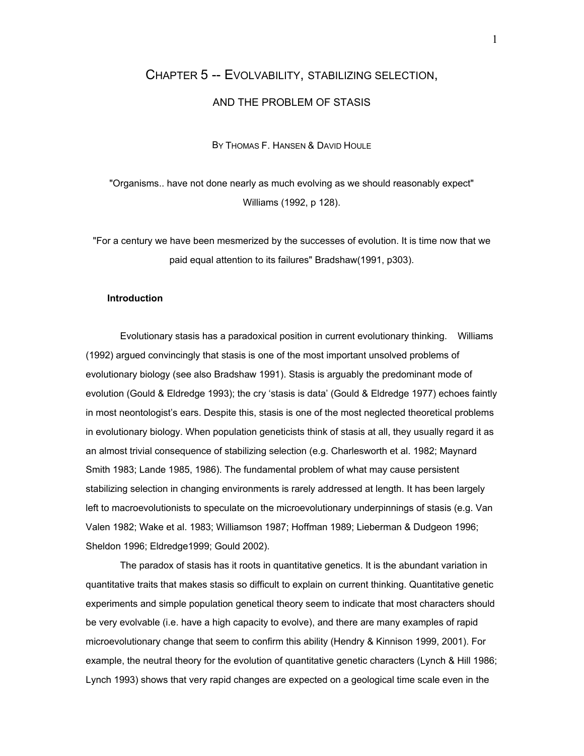# CHAPTER 5 -- EVOLVABILITY, STABILIZING SELECTION, AND THE PROBLEM OF STASIS

BY THOMAS F. HANSEN & DAVID HOULE

"Organisms.. have not done nearly as much evolving as we should reasonably expect" Williams (1992, p 128).

"For a century we have been mesmerized by the successes of evolution. It is time now that we paid equal attention to its failures" Bradshaw(1991, p303).

### Introduction

Evolutionary stasis has a paradoxical position in current evolutionary thinking. Williams (1992) argued convincingly that stasis is one of the most important unsolved problems of evolutionary biology (see also Bradshaw 1991). Stasis is arguably the predominant mode of evolution (Gould & Eldredge 1993); the cry 'stasis is data' (Gould & Eldredge 1977) echoes faintly in most neontologist's ears. Despite this, stasis is one of the most neglected theoretical problems in evolutionary biology. When population geneticists think of stasis at all, they usually regard it as an almost trivial consequence of stabilizing selection (e.g. Charlesworth et al. 1982; Maynard Smith 1983; Lande 1985, 1986). The fundamental problem of what may cause persistent stabilizing selection in changing environments is rarely addressed at length. It has been largely left to macroevolutionists to speculate on the microevolutionary underpinnings of stasis (e.g. Van Valen 1982; Wake et al. 1983; Williamson 1987; Hoffman 1989; Lieberman & Dudgeon 1996; Sheldon 1996; Eldredge1999; Gould 2002).

The paradox of stasis has it roots in quantitative genetics. It is the abundant variation in quantitative traits that makes stasis so difficult to explain on current thinking. Quantitative genetic experiments and simple population genetical theory seem to indicate that most characters should be very evolvable (i.e. have a high capacity to evolve), and there are many examples of rapid microevolutionary change that seem to confirm this ability (Hendry & Kinnison 1999, 2001). For example, the neutral theory for the evolution of quantitative genetic characters (Lynch & Hill 1986; Lynch 1993) shows that very rapid changes are expected on a geological time scale even in the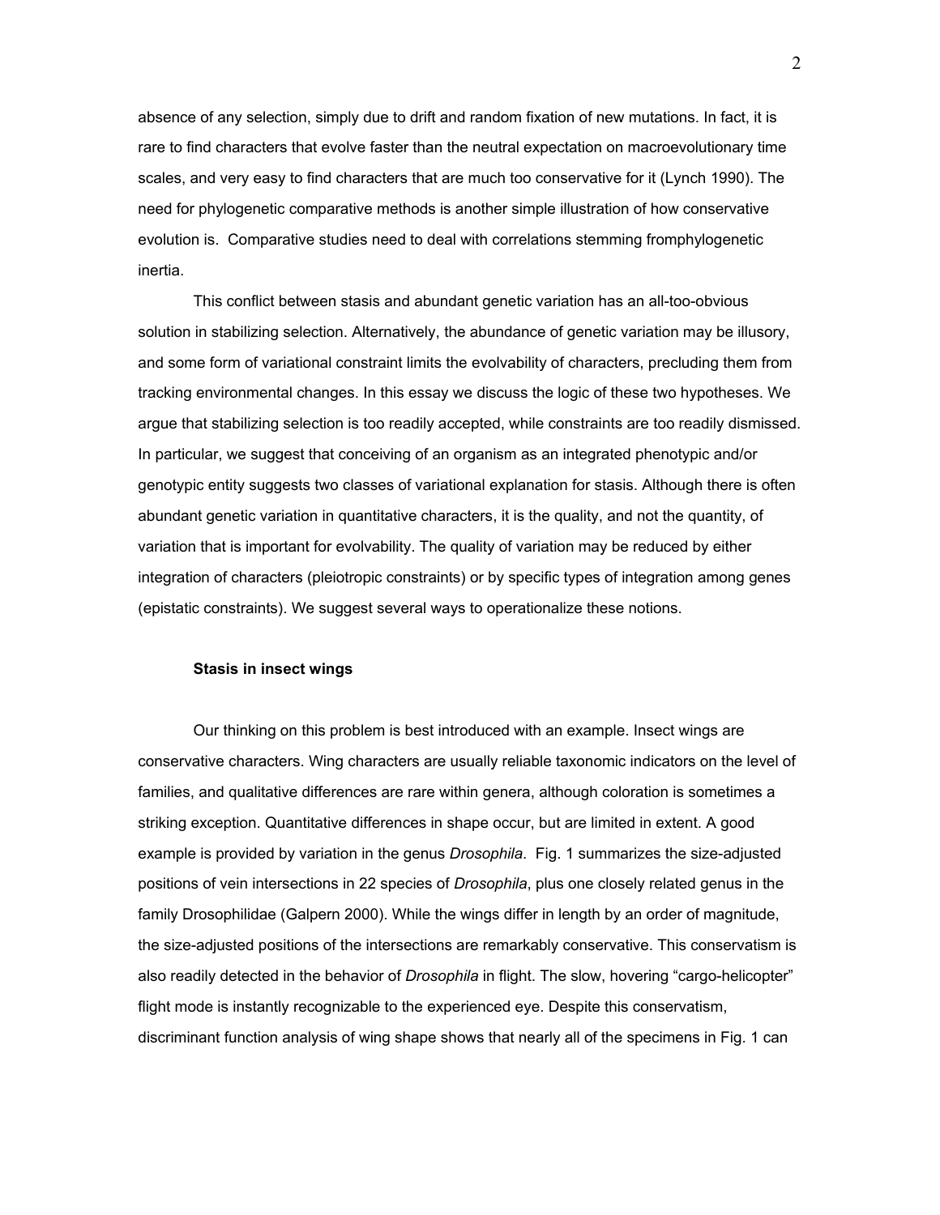absence of any selection, simply due to drift and random fixation of new mutations. In fact, it is rare to find characters that evolve faster than the neutral expectation on macroevolutionary time scales, and very easy to find characters that are much too conservative for it (Lynch 1990). The need for phylogenetic comparative methods is another simple illustration of how conservative evolution is. Comparative studies need to deal with correlations stemming fromphylogenetic inertia.

This conflict between stasis and abundant genetic variation has an all-too-obvious solution in stabilizing selection. Alternatively, the abundance of genetic variation may be illusory, and some form of variational constraint limits the evolvability of characters, precluding them from tracking environmental changes. In this essay we discuss the logic of these two hypotheses. We argue that stabilizing selection is too readily accepted, while constraints are too readily dismissed. In particular, we suggest that conceiving of an organism as an integrated phenotypic and/or genotypic entity suggests two classes of variational explanation for stasis. Although there is often abundant genetic variation in quantitative characters, it is the quality, and not the quantity, of variation that is important for evolvability. The quality of variation may be reduced by either integration of characters (pleiotropic constraints) or by specific types of integration among genes (epistatic constraints). We suggest several ways to operationalize these notions.

### Stasis in insect wings

Our thinking on this problem is best introduced with an example. Insect wings are conservative characters. Wing characters are usually reliable taxonomic indicators on the level of families, and qualitative differences are rare within genera, although coloration is sometimes a striking exception. Quantitative differences in shape occur, but are limited in extent. A good example is provided by variation in the genus *Drosophila*. Fig. 1 summarizes the size-adjusted positions of vein intersections in 22 species of *Drosophila*, plus one closely related genus in the family Drosophilidae (Galpern 2000). While the wings differ in length by an order of magnitude, the size-adjusted positions of the intersections are remarkably conservative. This conservatism is also readily detected in the behavior of *Drosophila* in flight. The slow, hovering "cargo-helicopter" flight mode is instantly recognizable to the experienced eye. Despite this conservatism, discriminant function analysis of wing shape shows that nearly all of the specimens in Fig. 1 can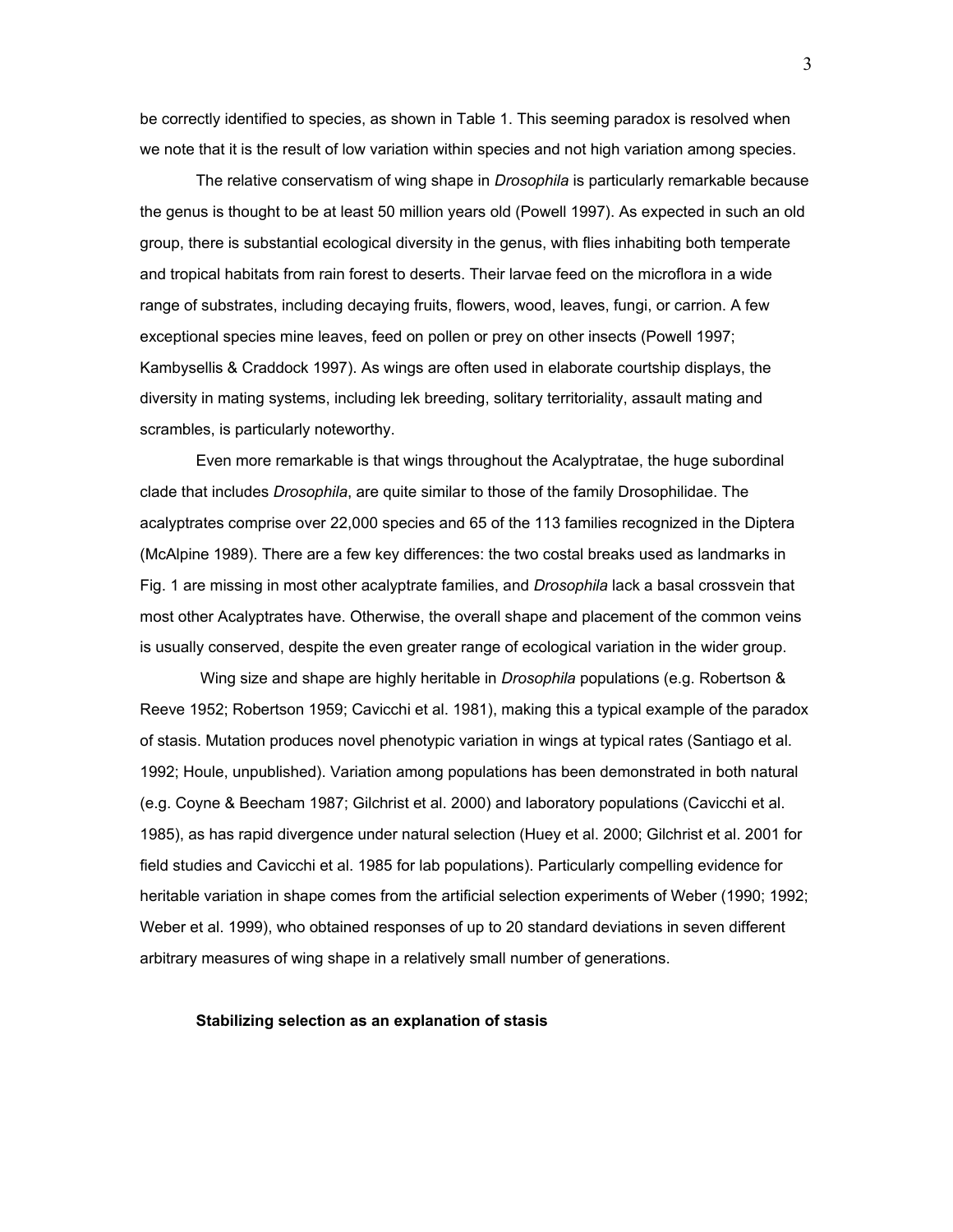be correctly identified to species, as shown in Table 1. This seeming paradox is resolved when we note that it is the result of low variation within species and not high variation among species.

The relative conservatism of wing shape in *Drosophila* is particularly remarkable because the genus is thought to be at least 50 million years old (Powell 1997). As expected in such an old group, there is substantial ecological diversity in the genus, with flies inhabiting both temperate and tropical habitats from rain forest to deserts. Their larvae feed on the microflora in a wide range of substrates, including decaying fruits, flowers, wood, leaves, fungi, or carrion. A few exceptional species mine leaves, feed on pollen or prey on other insects (Powell 1997; Kambysellis & Craddock 1997). As wings are often used in elaborate courtship displays, the diversity in mating systems, including lek breeding, solitary territoriality, assault mating and scrambles, is particularly noteworthy.

Even more remarkable is that wings throughout the Acalyptratae, the huge subordinal clade that includes *Drosophila*, are quite similar to those of the family Drosophilidae. The acalyptrates comprise over 22,000 species and 65 of the 113 families recognized in the Diptera (McAlpine 1989). There are a few key differences: the two costal breaks used as landmarks in Fig. 1 are missing in most other acalyptrate families, and *Drosophila* lack a basal crossvein that most other Acalyptrates have. Otherwise, the overall shape and placement of the common veins is usually conserved, despite the even greater range of ecological variation in the wider group.

Wing size and shape are highly heritable in *Drosophila* populations (e.g. Robertson & Reeve 1952; Robertson 1959; Cavicchi et al. 1981), making this a typical example of the paradox of stasis. Mutation produces novel phenotypic variation in wings at typical rates (Santiago et al. 1992; Houle, unpublished). Variation among populations has been demonstrated in both natural (e.g. Coyne & Beecham 1987; Gilchrist et al. 2000) and laboratory populations (Cavicchi et al. 1985), as has rapid divergence under natural selection (Huey et al. 2000; Gilchrist et al. 2001 for field studies and Cavicchi et al. 1985 for lab populations). Particularly compelling evidence for heritable variation in shape comes from the artificial selection experiments of Weber (1990; 1992; Weber et al. 1999), who obtained responses of up to 20 standard deviations in seven different arbitrary measures of wing shape in a relatively small number of generations.

**Stabilizing selection as an explanation of stasis**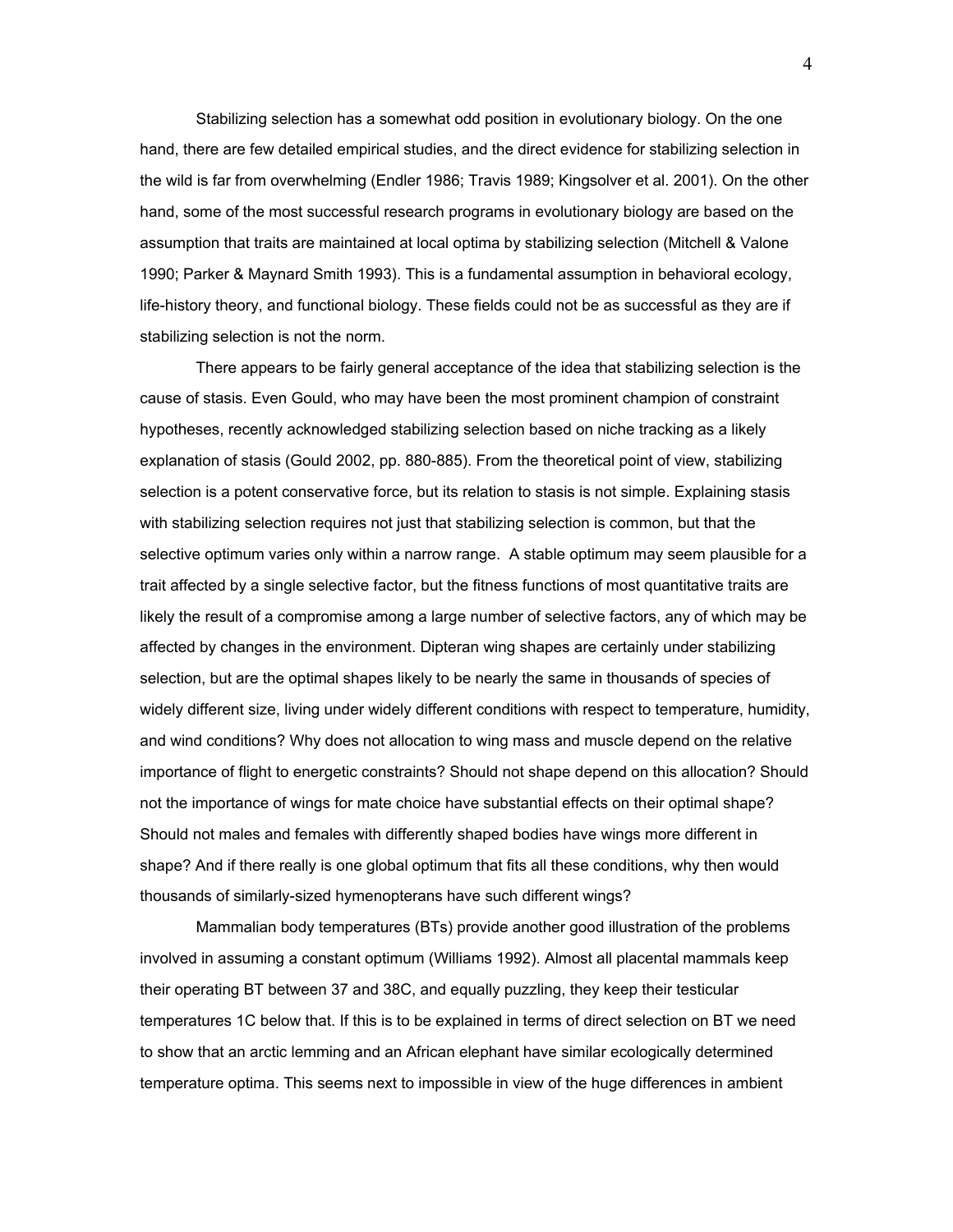Stabilizing selection has a somewhat odd position in evolutionary biology. On the one hand, there are few detailed empirical studies, and the direct evidence for stabilizing selection in the wild is far from overwhelming (Endler 1986; Travis 1989; Kingsolver et al. 2001). On the other hand, some of the most successful research programs in evolutionary biology are based on the assumption that traits are maintained at local optima by stabilizing selection (Mitchell & Valone 1990; Parker & Maynard Smith 1993). This is a fundamental assumption in behavioral ecology, life-history theory, and functional biology. These fields could not be as successful as they are if stabilizing selection is not the norm.

There appears to be fairly general acceptance of the idea that stabilizing selection is the cause of stasis. Even Gould, who may have been the most prominent champion of constraint hypotheses, recently acknowledged stabilizing selection based on niche tracking as a likely explanation of stasis (Gould 2002, pp. 880-885). From the theoretical point of view, stabilizing selection is a potent conservative force, but its relation to stasis is not simple. Explaining stasis with stabilizing selection requires not just that stabilizing selection is common, but that the selective optimum varies only within a narrow range. A stable optimum may seem plausible for a trait affected by a single selective factor, but the fitness functions of most quantitative traits are likely the result of a compromise among a large number of selective factors, any of which may be affected by changes in the environment. Dipteran wing shapes are certainly under stabilizing selection, but are the optimal shapes likely to be nearly the same in thousands of species of widely different size, living under widely different conditions with respect to temperature, humidity, and wind conditions? Why does not allocation to wing mass and muscle depend on the relative importance of flight to energetic constraints? Should not shape depend on this allocation? Should not the importance of wings for mate choice have substantial effects on their optimal shape? Should not males and females with differently shaped bodies have wings more different in shape? And if there really is one global optimum that fits all these conditions, why then would thousands of similarly-sized hymenopterans have such different wings?

Mammalian body temperatures (BTs) provide another good illustration of the problems involved in assuming a constant optimum (Williams 1992). Almost all placental mammals keep their operating BT between 37 and 38C, and equally puzzling, they keep their testicular temperatures 1C below that. If this is to be explained in terms of direct selection on BT we need to show that an arctic lemming and an African elephant have similar ecologically determined temperature optima. This seems next to impossible in view of the huge differences in ambient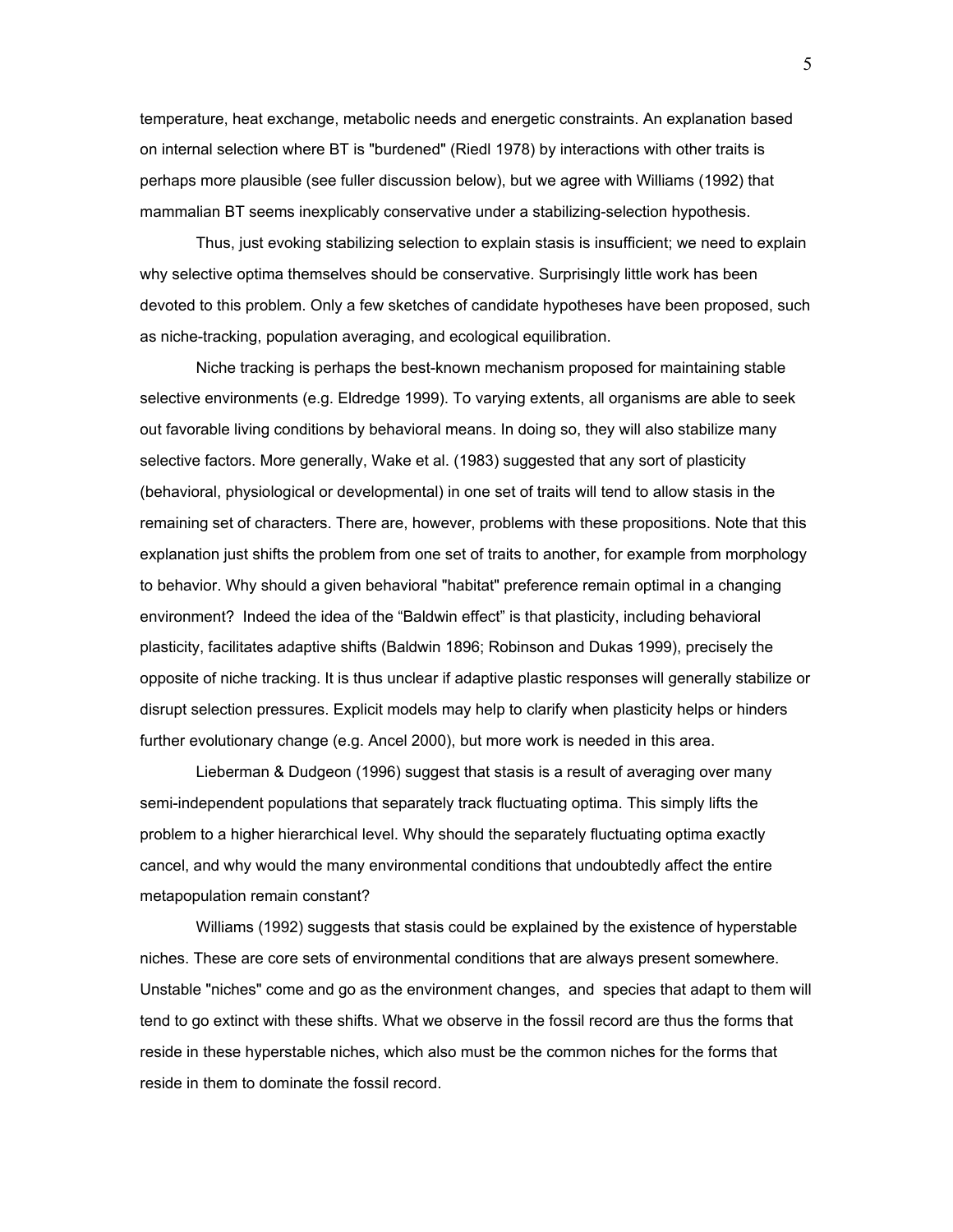temperature, heat exchange, metabolic needs and energetic constraints. An explanation based on internal selection where BT is "burdened" (Riedl 1978) by interactions with other traits is perhaps more plausible (see fuller discussion below), but we agree with Williams (1992) that mammalian BT seems inexplicably conservative under a stabilizing-selection hypothesis.

Thus, just evoking stabilizing selection to explain stasis is insufficient; we need to explain why selective optima themselves should be conservative. Surprisingly little work has been devoted to this problem. Only a few sketches of candidate hypotheses have been proposed, such as niche-tracking, population averaging, and ecological equilibration.

Niche tracking is perhaps the best-known mechanism proposed for maintaining stable selective environments (e.g. Eldredge 1999). To varying extents, all organisms are able to seek out favorable living conditions by behavioral means. In doing so, they will also stabilize many selective factors. More generally, Wake et al. (1983) suggested that any sort of plasticity (behavioral, physiological or developmental) in one set of traits will tend to allow stasis in the remaining set of characters. There are, however, problems with these propositions. Note that this explanation just shifts the problem from one set of traits to another, for example from morphology to behavior. Why should a given behavioral "habitat" preference remain optimal in a changing environment? Indeed the idea of the "Baldwin effect" is that plasticity, including behavioral plasticity, facilitates adaptive shifts (Baldwin 1896; Robinson and Dukas 1999), precisely the opposite of niche tracking. It is thus unclear if adaptive plastic responses will generally stabilize or disrupt selection pressures. Explicit models may help to clarify when plasticity helps or hinders further evolutionary change (e.g. Ancel 2000), but more work is needed in this area.

Lieberman & Dudgeon (1996) suggest that stasis is a result of averaging over many semi-independent populations that separately track fluctuating optima. This simply lifts the problem to a higher hierarchical level. Why should the separately fluctuating optima exactly cancel, and why would the many environmental conditions that undoubtedly affect the entire metapopulation remain constant?

Williams (1992) suggests that stasis could be explained by the existence of hyperstable niches. These are core sets of environmental conditions that are always present somewhere. Unstable "niches" come and go as the environment changes, and species that adapt to them will tend to go extinct with these shifts. What we observe in the fossil record are thus the forms that reside in these hyperstable niches, which also must be the common niches for the forms that reside in them to dominate the fossil record.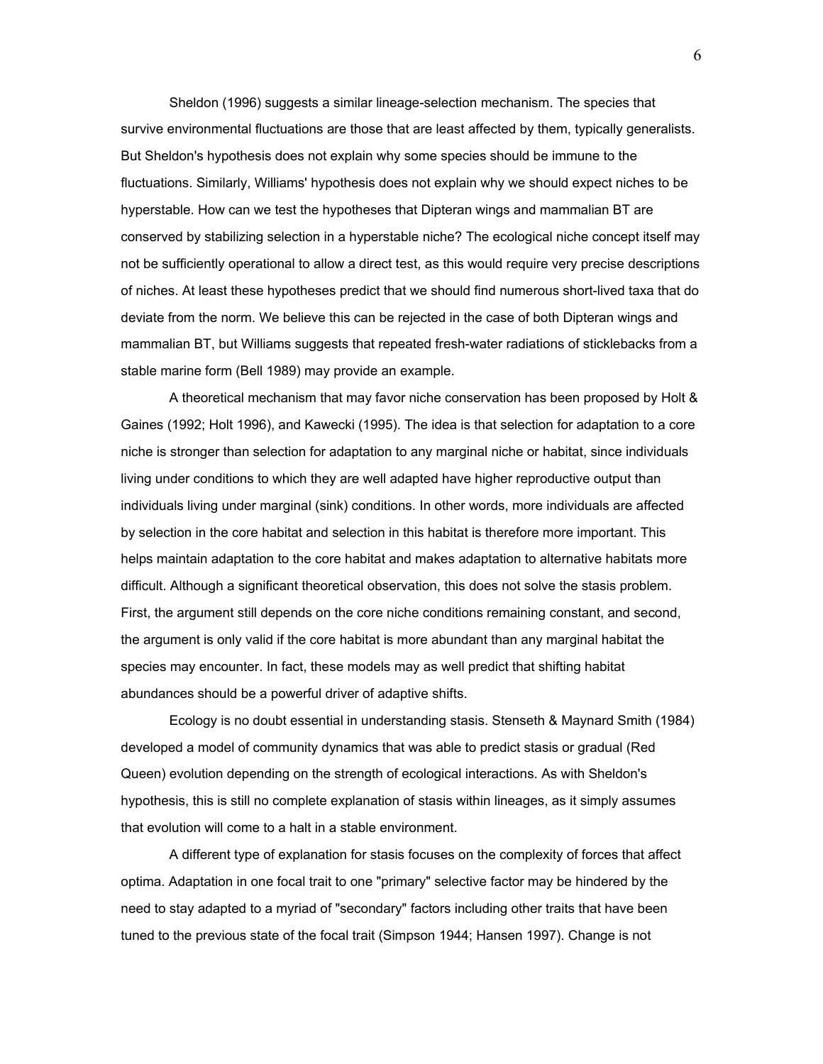Sheldon (1996) suggests a similar lineage-selection mechanism. The species that survive environmental fluctuations are those that are least affected by them, typically generalists. But Sheldon's hypothesis does not explain why some species should be immune to the fluctuations. Similarly, Williams' hypothesis does not explain why we should expect niches to be hyperstable. How can we test the hypotheses that Dipteran wings and mammalian BT are conserved by stabilizing selection in a hyperstable niche? The ecological niche concept itself may not be sufficiently operational to allow a direct test, as this would require very precise descriptions of niches. At least these hypotheses predict that we should find numerous short-lived taxa that do deviate from the norm. We believe this can be rejected in the case of both Dipteran wings and mammalian BT, but Williams suggests that repeated fresh-water radiations of sticklebacks from a stable marine form (Bell 1989) may provide an example.

A theoretical mechanism that may favor niche conservation has been proposed by Holt & Gaines (1992; Holt 1996), and Kawecki (1995). The idea is that selection for adaptation to a core niche is stronger than selection for adaptation to any marginal niche or habitat, since individuals living under conditions to which they are well adapted have higher reproductive output than individuals living under marginal (sink) conditions. In other words, more individuals are affected by selection in the core habitat and selection in this habitat is therefore more important. This helps maintain adaptation to the core habitat and makes adaptation to alternative habitats more difficult. Although a significant theoretical observation, this does not solve the stasis problem. First, the argument still depends on the core niche conditions remaining constant, and second, the argument is only valid if the core habitat is more abundant than any marginal habitat the species may encounter. In fact, these models may as well predict that shifting habitat abundances should be a powerful driver of adaptive shifts.

Ecology is no doubt essential in understanding stasis. Stenseth & Maynard Smith (1984) developed a model of community dynamics that was able to predict stasis or gradual (Red Queen) evolution depending on the strength of ecological interactions. As with Sheldon's hypothesis, this is still no complete explanation of stasis within lineages, as it simply assumes that evolution will come to a halt in a stable environment.

A different type of explanation for stasis focuses on the complexity of forces that affect optima. Adaptation in one focal trait to one "primary" selective factor may be hindered by the need to stay adapted to a myriad of "secondary" factors including other traits that have been tuned to the previous state of the focal trait (Simpson 1944; Hansen 1997). Change is not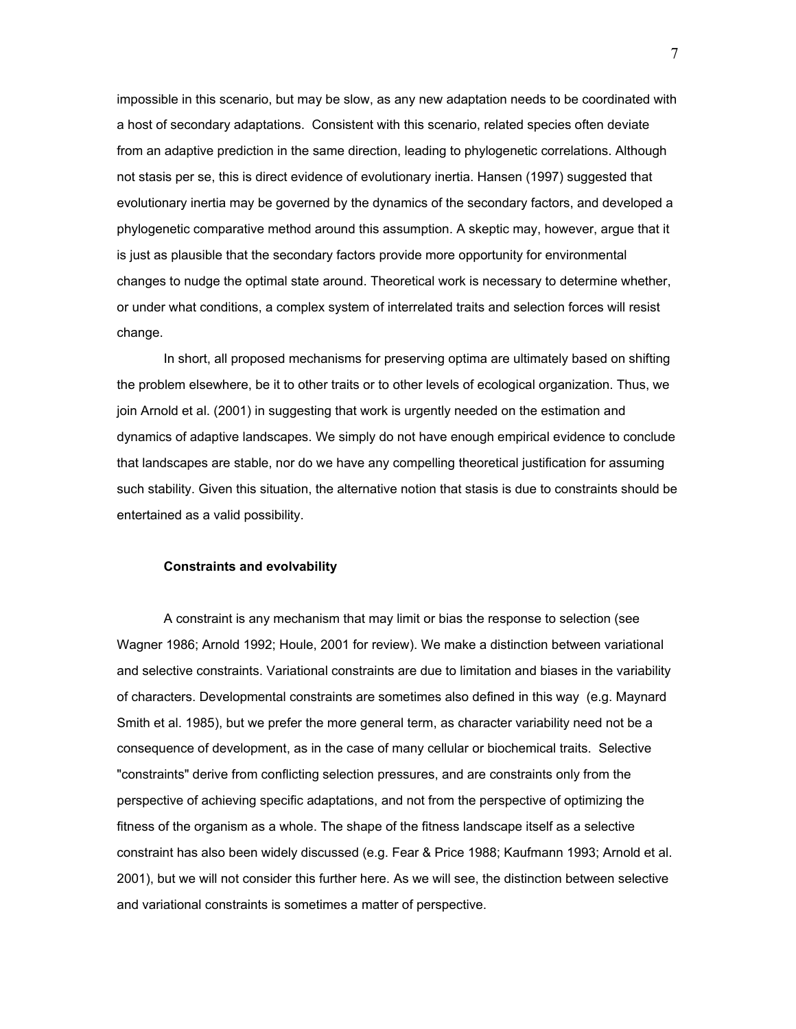impossible in this scenario, but may be slow, as any new adaptation needs to be coordinated with a host of secondary adaptations. Consistent with this scenario, related species often deviate from an adaptive prediction in the same direction, leading to phylogenetic correlations. Although not stasis per se, this is direct evidence of evolutionary inertia. Hansen (1997) suggested that evolutionary inertia may be governed by the dynamics of the secondary factors, and developed a phylogenetic comparative method around this assumption. A skeptic may, however, argue that it is just as plausible that the secondary factors provide more opportunity for environmental changes to nudge the optimal state around. Theoretical work is necessary to determine whether, or under what conditions, a complex system of interrelated traits and selection forces will resist change.

In short, all proposed mechanisms for preserving optima are ultimately based on shifting the problem elsewhere, be it to other traits or to other levels of ecological organization. Thus, we join Arnold et al. (2001) in suggesting that work is urgently needed on the estimation and dynamics of adaptive landscapes. We simply do not have enough empirical evidence to conclude that landscapes are stable, nor do we have any compelling theoretical justification for assuming such stability. Given this situation, the alternative notion that stasis is due to constraints should be entertained as a valid possibility.

### Constraints and evolvability

A constraint is any mechanism that may limit or bias the response to selection (see Wagner 1986; Arnold 1992; Houle, 2001 for review). We make a distinction between variational and selective constraints. Variational constraints are due to limitation and biases in the variability of characters. Developmental constraints are sometimes also defined in this way (e.g. Maynard Smith et al. 1985), but we prefer the more general term, as character variability need not be a consequence of development, as in the case of many cellular or biochemical traits. Selective "constraints" derive from conflicting selection pressures, and are constraints only from the perspective of achieving specific adaptations, and not from the perspective of optimizing the fitness of the organism as a whole. The shape of the fitness landscape itself as a selective constraint has also been widely discussed (e.g. Fear & Price 1988; Kaufmann 1993; Arnold et al. 2001), but we will not consider this further here. As we will see, the distinction between selective and variational constraints is sometimes a matter of perspective.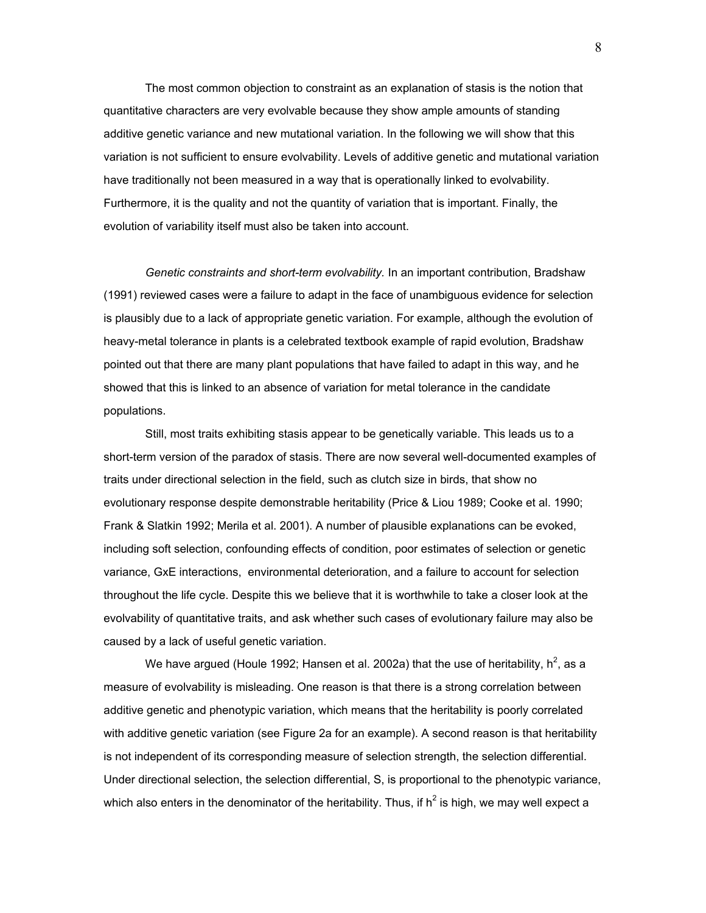The most common objection to constraint as an explanation of stasis is the notion that quantitative characters are very evolvable because they show ample amounts of standing additive genetic variance and new mutational variation. In the following we will show that this variation is not sufficient to ensure evolvability. Levels of additive genetic and mutational variation have traditionally not been measured in a way that is operationally linked to evolvability. Furthermore, it is the quality and not the quantity of variation that is important. Finally, the evolution of variability itself must also be taken into account.

*Genetic constraints and short-term evolvability.* In an important contribution, Bradshaw (1991) reviewed cases were a failure to adapt in the face of unambiguous evidence for selection is plausibly due to a lack of appropriate genetic variation. For example, although the evolution of heavy-metal tolerance in plants is a celebrated textbook example of rapid evolution, Bradshaw pointed out that there are many plant populations that have failed to adapt in this way, and he showed that this is linked to an absence of variation for metal tolerance in the candidate populations.

Still, most traits exhibiting stasis appear to be genetically variable. This leads us to a short-term version of the paradox of stasis. There are now several well-documented examples of traits under directional selection in the field, such as clutch size in birds, that show no evolutionary response despite demonstrable heritability (Price & Liou 1989; Cooke et al. 1990; Frank & Slatkin 1992; Merila et al. 2001). A number of plausible explanations can be evoked, including soft selection, confounding effects of condition, poor estimates of selection or genetic variance, GxE interactions, environmental deterioration, and a failure to account for selection throughout the life cycle. Despite this we believe that it is worthwhile to take a closer look at the evolvability of quantitative traits, and ask whether such cases of evolutionary failure may also be caused by a lack of useful genetic variation.

We have argued (Houle 1992; Hansen et al. 2002a) that the use of heritability, $h^2$, as a measure of evolvability is misleading. One reason is that there is a strong correlation between additive genetic and phenotypic variation, which means that the heritability is poorly correlated with additive genetic variation (see Figure 2a for an example). A second reason is that heritability is not independent of its corresponding measure of selection strength, the selection differential. Under directional selection, the selection differential, S, is proportional to the phenotypic variance, which also enters in the denominator of the heritability. Thus, if $h^2$ is high, we may well expect a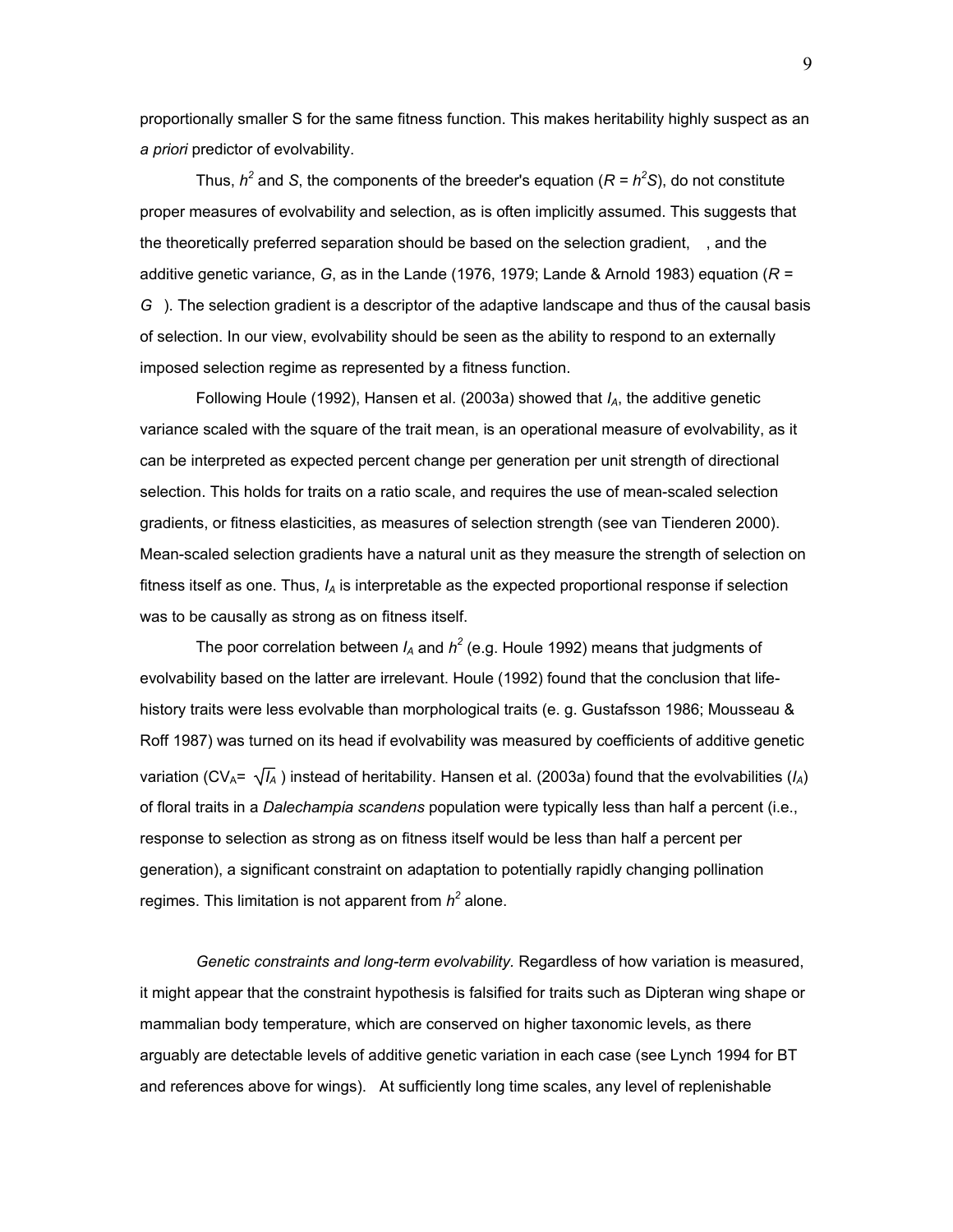proportionally smaller S for the same fitness function. This makes heritability highly suspect as an *a priori* predictor of evolvability.

Thus, $h^2$ and $S$, the components of the breeder's equation ($R = h^2S$), do not constitute proper measures of evolvability and selection, as is often implicitly assumed. This suggests that the theoretically preferred separation should be based on the selection gradient,  , and the additive genetic variance, $G$, as in the Lande (1976, 1979; Lande & Arnold 1983) equation ($R = G$  ). The selection gradient is a descriptor of the adaptive landscape and thus of the causal basis of selection. In our view, evolvability should be seen as the ability to respond to an externally imposed selection regime as represented by a fitness function.

Following Houle (1992), Hansen et al. (2003a) showed that $I_A$, the additive genetic variance scaled with the square of the trait mean, is an operational measure of evolvability, as it can be interpreted as expected percent change per generation per unit strength of directional selection. This holds for traits on a ratio scale, and requires the use of mean-scaled selection gradients, or fitness elasticities, as measures of selection strength (see van Tienderen 2000). Mean-scaled selection gradients have a natural unit as they measure the strength of selection on fitness itself as one. Thus, $I_A$ is interpretable as the expected proportional response if selection was to be causally as strong as on fitness itself.

The poor correlation between $I_A$ and $h^2$ (e.g. Houle 1992) means that judgments of evolvability based on the latter are irrelevant. Houle (1992) found that the conclusion that life-history traits were less evolvable than morphological traits (e. g. Gustafsson 1986; Mousseau & Roff 1987) was turned on its head if evolvability was measured by coefficients of additive genetic variation ($CV_A = \sqrt{I_A}$) instead of heritability. Hansen et al. (2003a) found that the evolvabilities ($I_A$) of floral traits in a *Dalechampia scandens* population were typically less than half a percent (i.e., response to selection as strong as on fitness itself would be less than half a percent per generation), a significant constraint on adaptation to potentially rapidly changing pollination regimes. This limitation is not apparent from $h^2$ alone.

*Genetic constraints and long-term evolvability.* Regardless of how variation is measured, it might appear that the constraint hypothesis is falsified for traits such as Dipteran wing shape or mammalian body temperature, which are conserved on higher taxonomic levels, as there arguably are detectable levels of additive genetic variation in each case (see Lynch 1994 for BT and references above for wings). At sufficiently long time scales, any level of replenishable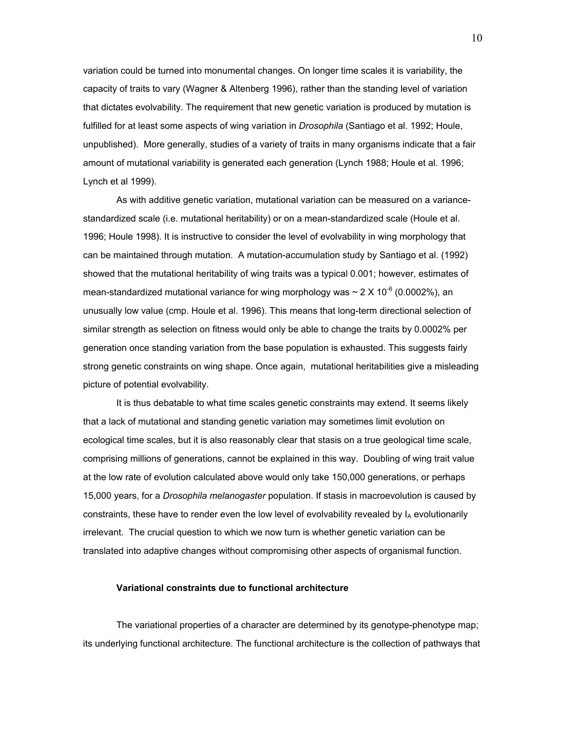variation could be turned into monumental changes. On longer time scales it is variability, the capacity of traits to vary (Wagner & Altenberg 1996), rather than the standing level of variation that dictates evolvability. The requirement that new genetic variation is produced by mutation is fulfilled for at least some aspects of wing variation in *Drosophila* (Santiago et al. 1992; Houle, unpublished). More generally, studies of a variety of traits in many organisms indicate that a fair amount of mutational variability is generated each generation (Lynch 1988; Houle et al. 1996; Lynch et al 1999).

As with additive genetic variation, mutational variation can be measured on a variance-standardized scale (i.e. mutational heritability) or on a mean-standardized scale (Houle et al. 1996; Houle 1998). It is instructive to consider the level of evolvability in wing morphology that can be maintained through mutation. A mutation-accumulation study by Santiago et al. (1992) showed that the mutational heritability of wing traits was a typical 0.001; however, estimates of mean-standardized mutational variance for wing morphology was $\sim 2 \times 10^{-6}$ (0.0002%), an unusually low value (cmp. Houle et al. 1996). This means that long-term directional selection of similar strength as selection on fitness would only be able to change the traits by 0.0002% per generation once standing variation from the base population is exhausted. This suggests fairly strong genetic constraints on wing shape. Once again, mutational heritabilities give a misleading picture of potential evolvability.

It is thus debatable to what time scales genetic constraints may extend. It seems likely that a lack of mutational and standing genetic variation may sometimes limit evolution on ecological time scales, but it is also reasonably clear that stasis on a true geological time scale, comprising millions of generations, cannot be explained in this way. Doubling of wing trait value at the low rate of evolution calculated above would only take 150,000 generations, or perhaps 15,000 years, for a *Drosophila melanogaster* population. If stasis in macroevolution is caused by constraints, these have to render even the low level of evolvability revealed by $I_A$ evolutionarily irrelevant. The crucial question to which we now turn is whether genetic variation can be translated into adaptive changes without compromising other aspects of organismal function.

### Variational constraints due to functional architecture

The variational properties of a character are determined by its genotype-phenotype map; its underlying functional architecture. The functional architecture is the collection of pathways that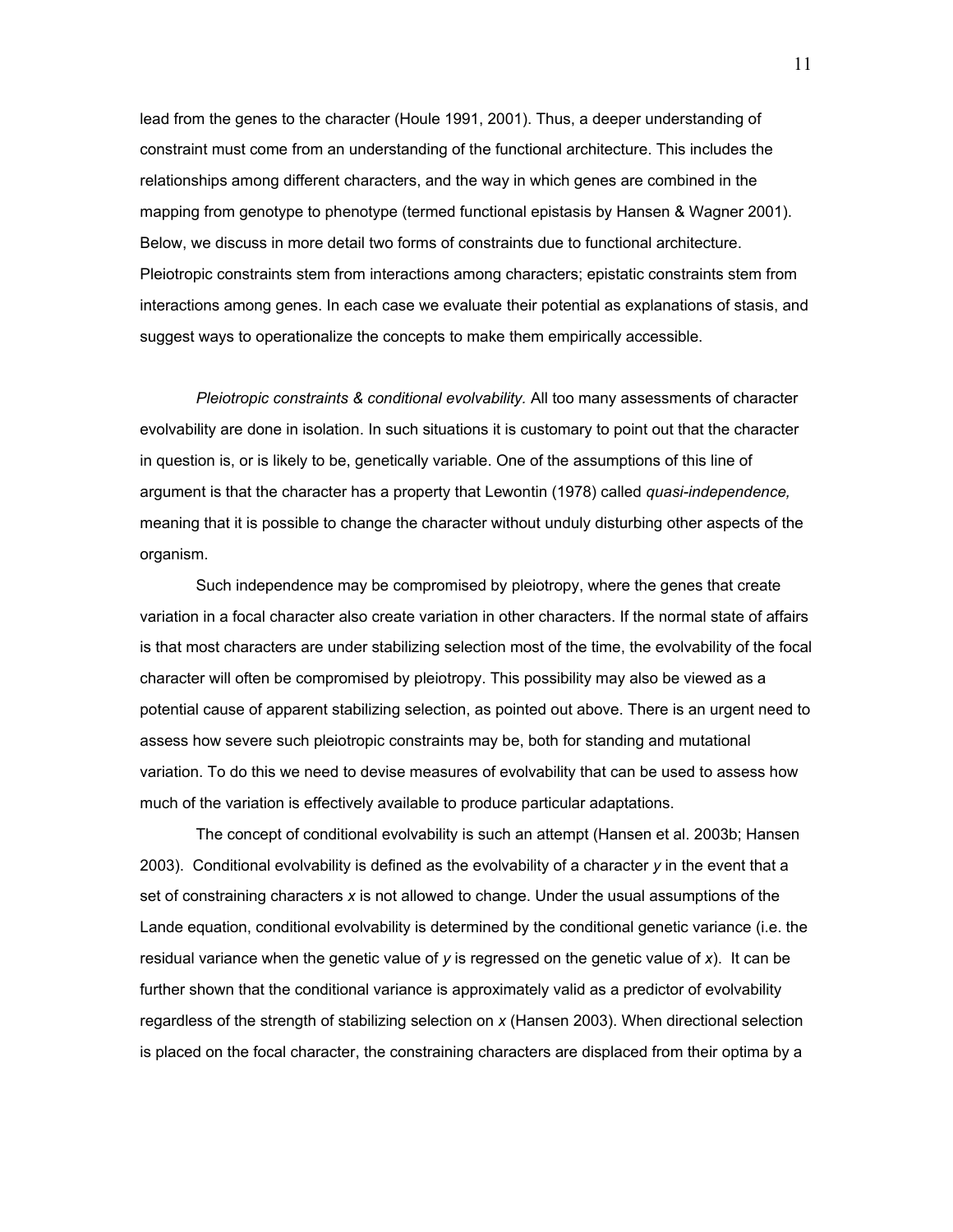lead from the genes to the character (Houle 1991, 2001). Thus, a deeper understanding of constraint must come from an understanding of the functional architecture. This includes the relationships among different characters, and the way in which genes are combined in the mapping from genotype to phenotype (termed functional epistasis by Hansen & Wagner 2001). Below, we discuss in more detail two forms of constraints due to functional architecture. Pleiotropic constraints stem from interactions among characters; epistatic constraints stem from interactions among genes. In each case we evaluate their potential as explanations of stasis, and suggest ways to operationalize the concepts to make them empirically accessible.

*Pleiotropic constraints & conditional evolvability.* All too many assessments of character evolvability are done in isolation. In such situations it is customary to point out that the character in question is, or is likely to be, genetically variable. One of the assumptions of this line of argument is that the character has a property that Lewontin (1978) called *quasi-independence,* meaning that it is possible to change the character without unduly disturbing other aspects of the organism.

Such independence may be compromised by pleiotropy, where the genes that create variation in a focal character also create variation in other characters. If the normal state of affairs is that most characters are under stabilizing selection most of the time, the evolvability of the focal character will often be compromised by pleiotropy. This possibility may also be viewed as a potential cause of apparent stabilizing selection, as pointed out above. There is an urgent need to assess how severe such pleiotropic constraints may be, both for standing and mutational variation. To do this we need to devise measures of evolvability that can be used to assess how much of the variation is effectively available to produce particular adaptations.

The concept of conditional evolvability is such an attempt (Hansen et al. 2003b; Hansen 2003). Conditional evolvability is defined as the evolvability of a character $y$ in the event that a set of constraining characters $x$ is not allowed to change. Under the usual assumptions of the Lande equation, conditional evolvability is determined by the conditional genetic variance (i.e. the residual variance when the genetic value of $y$ is regressed on the genetic value of $x$). It can be further shown that the conditional variance is approximately valid as a predictor of evolvability regardless of the strength of stabilizing selection on $x$ (Hansen 2003). When directional selection is placed on the focal character, the constraining characters are displaced from their optima by a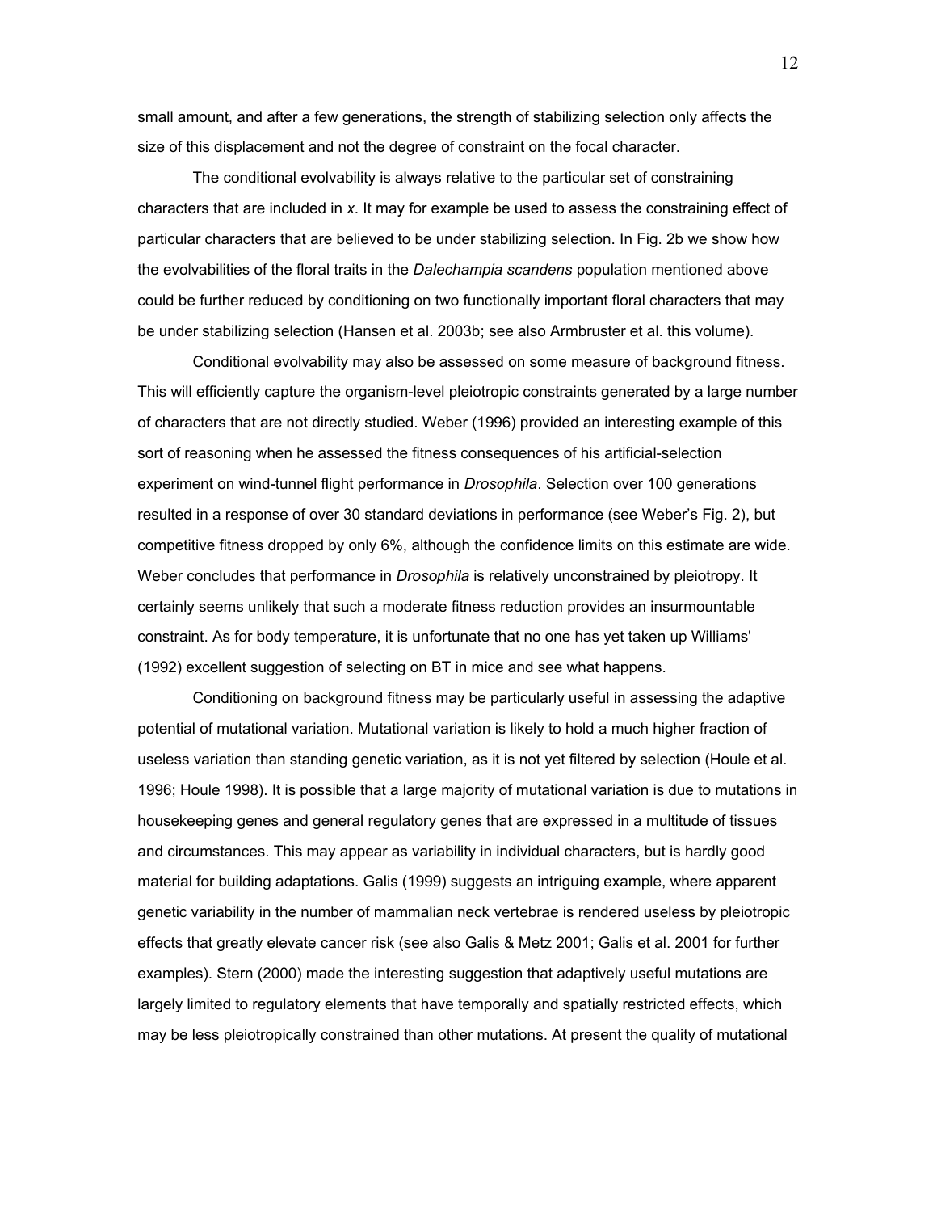small amount, and after a few generations, the strength of stabilizing selection only affects the size of this displacement and not the degree of constraint on the focal character.

The conditional evolvability is always relative to the particular set of constraining characters that are included in *x*. It may for example be used to assess the constraining effect of particular characters that are believed to be under stabilizing selection. In Fig. 2b we show how the evolvabilities of the floral traits in the *Dalechampia scandens* population mentioned above could be further reduced by conditioning on two functionally important floral characters that may be under stabilizing selection (Hansen et al. 2003b; see also Armbruster et al. this volume).

Conditional evolvability may also be assessed on some measure of background fitness. This will efficiently capture the organism-level pleiotropic constraints generated by a large number of characters that are not directly studied. Weber (1996) provided an interesting example of this sort of reasoning when he assessed the fitness consequences of his artificial-selection experiment on wind-tunnel flight performance in *Drosophila*. Selection over 100 generations resulted in a response of over 30 standard deviations in performance (see Weber's Fig. 2), but competitive fitness dropped by only 6%, although the confidence limits on this estimate are wide. Weber concludes that performance in *Drosophila* is relatively unconstrained by pleiotropy. It certainly seems unlikely that such a moderate fitness reduction provides an insurmountable constraint. As for body temperature, it is unfortunate that no one has yet taken up Williams' (1992) excellent suggestion of selecting on BT in mice and see what happens.

Conditioning on background fitness may be particularly useful in assessing the adaptive potential of mutational variation. Mutational variation is likely to hold a much higher fraction of useless variation than standing genetic variation, as it is not yet filtered by selection (Houle et al. 1996; Houle 1998). It is possible that a large majority of mutational variation is due to mutations in housekeeping genes and general regulatory genes that are expressed in a multitude of tissues and circumstances. This may appear as variability in individual characters, but is hardly good material for building adaptations. Galis (1999) suggests an intriguing example, where apparent genetic variability in the number of mammalian neck vertebrae is rendered useless by pleiotropic effects that greatly elevate cancer risk (see also Galis & Metz 2001; Galis et al. 2001 for further examples). Stern (2000) made the interesting suggestion that adaptively useful mutations are largely limited to regulatory elements that have temporally and spatially restricted effects, which may be less pleiotropically constrained than other mutations. At present the quality of mutational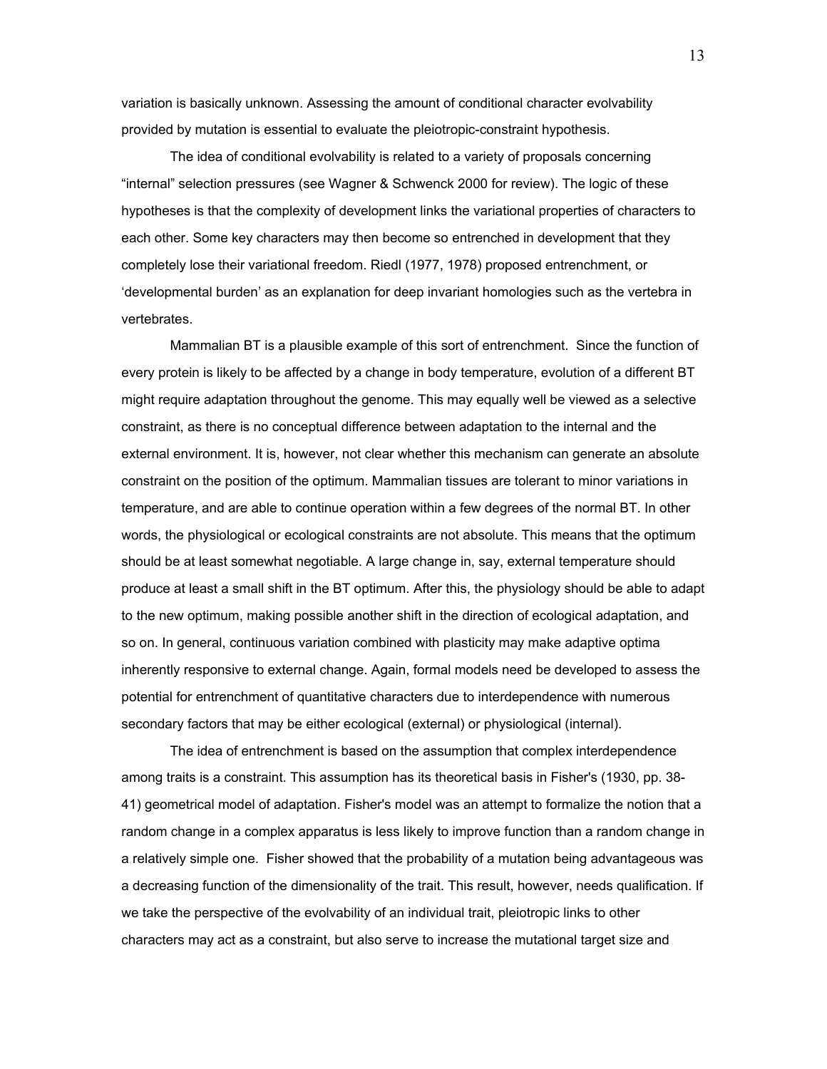variation is basically unknown. Assessing the amount of conditional character evolvability provided by mutation is essential to evaluate the pleiotropic-constraint hypothesis.

The idea of conditional evolvability is related to a variety of proposals concerning "internal" selection pressures (see Wagner & Schwenck 2000 for review). The logic of these hypotheses is that the complexity of development links the variational properties of characters to each other. Some key characters may then become so entrenched in development that they completely lose their variational freedom. Riedl (1977, 1978) proposed entrenchment, or 'developmental burden' as an explanation for deep invariant homologies such as the vertebra in vertebrates.

Mammalian BT is a plausible example of this sort of entrenchment. Since the function of every protein is likely to be affected by a change in body temperature, evolution of a different BT might require adaptation throughout the genome. This may equally well be viewed as a selective constraint, as there is no conceptual difference between adaptation to the internal and the external environment. It is, however, not clear whether this mechanism can generate an absolute constraint on the position of the optimum. Mammalian tissues are tolerant to minor variations in temperature, and are able to continue operation within a few degrees of the normal BT. In other words, the physiological or ecological constraints are not absolute. This means that the optimum should be at least somewhat negotiable. A large change in, say, external temperature should produce at least a small shift in the BT optimum. After this, the physiology should be able to adapt to the new optimum, making possible another shift in the direction of ecological adaptation, and so on. In general, continuous variation combined with plasticity may make adaptive optima inherently responsive to external change. Again, formal models need be developed to assess the potential for entrenchment of quantitative characters due to interdependence with numerous secondary factors that may be either ecological (external) or physiological (internal).

The idea of entrenchment is based on the assumption that complex interdependence among traits is a constraint. This assumption has its theoretical basis in Fisher's (1930, pp. 38-41) geometrical model of adaptation. Fisher's model was an attempt to formalize the notion that a random change in a complex apparatus is less likely to improve function than a random change in a relatively simple one. Fisher showed that the probability of a mutation being advantageous was a decreasing function of the dimensionality of the trait. This result, however, needs qualification. If we take the perspective of the evolvability of an individual trait, pleiotropic links to other characters may act as a constraint, but also serve to increase the mutational target size and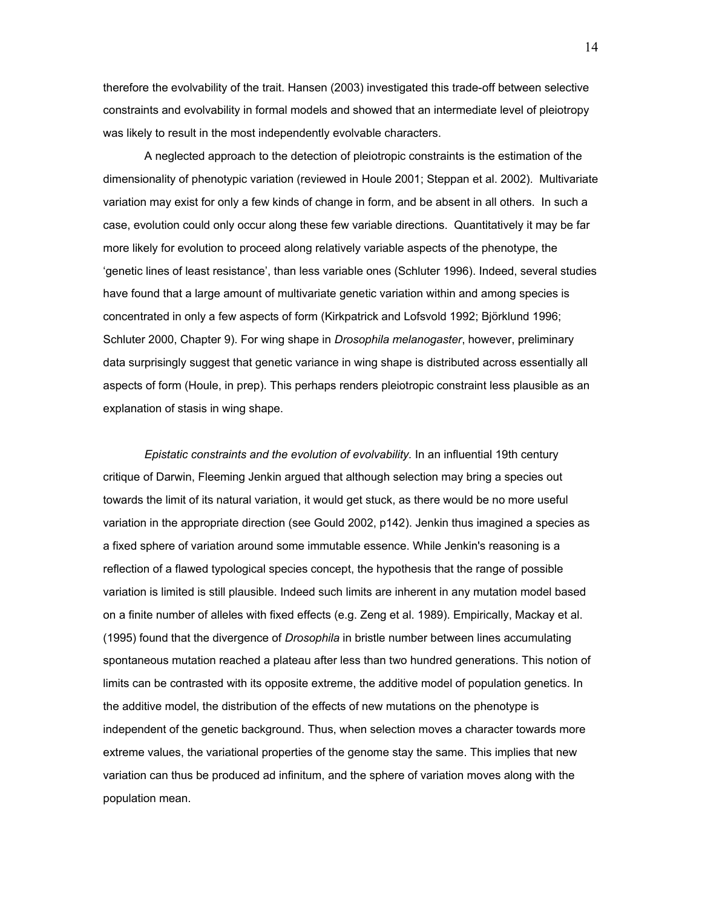therefore the evolvability of the trait. Hansen (2003) investigated this trade-off between selective constraints and evolvability in formal models and showed that an intermediate level of pleiotropy was likely to result in the most independently evolvable characters.

A neglected approach to the detection of pleiotropic constraints is the estimation of the dimensionality of phenotypic variation (reviewed in Houle 2001; Steppan et al. 2002). Multivariate variation may exist for only a few kinds of change in form, and be absent in all others. In such a case, evolution could only occur along these few variable directions. Quantitatively it may be far more likely for evolution to proceed along relatively variable aspects of the phenotype, the 'genetic lines of least resistance', than less variable ones (Schluter 1996). Indeed, several studies have found that a large amount of multivariate genetic variation within and among species is concentrated in only a few aspects of form (Kirkpatrick and Lofsvold 1992; Björklund 1996; Schluter 2000, Chapter 9). For wing shape in *Drosophila melanogaster*, however, preliminary data surprisingly suggest that genetic variance in wing shape is distributed across essentially all aspects of form (Houle, in prep). This perhaps renders pleiotropic constraint less plausible as an explanation of stasis in wing shape.

*Epistatic constraints and the evolution of evolvability.* In an influential 19th century critique of Darwin, Fleeming Jenkin argued that although selection may bring a species out towards the limit of its natural variation, it would get stuck, as there would be no more useful variation in the appropriate direction (see Gould 2002, p142). Jenkin thus imagined a species as a fixed sphere of variation around some immutable essence. While Jenkin's reasoning is a reflection of a flawed typological species concept, the hypothesis that the range of possible variation is limited is still plausible. Indeed such limits are inherent in any mutation model based on a finite number of alleles with fixed effects (e.g. Zeng et al. 1989). Empirically, Mackay et al. (1995) found that the divergence of *Drosophila* in bristle number between lines accumulating spontaneous mutation reached a plateau after less than two hundred generations. This notion of limits can be contrasted with its opposite extreme, the additive model of population genetics. In the additive model, the distribution of the effects of new mutations on the phenotype is independent of the genetic background. Thus, when selection moves a character towards more extreme values, the variational properties of the genome stay the same. This implies that new variation can thus be produced ad infinitum, and the sphere of variation moves along with the population mean.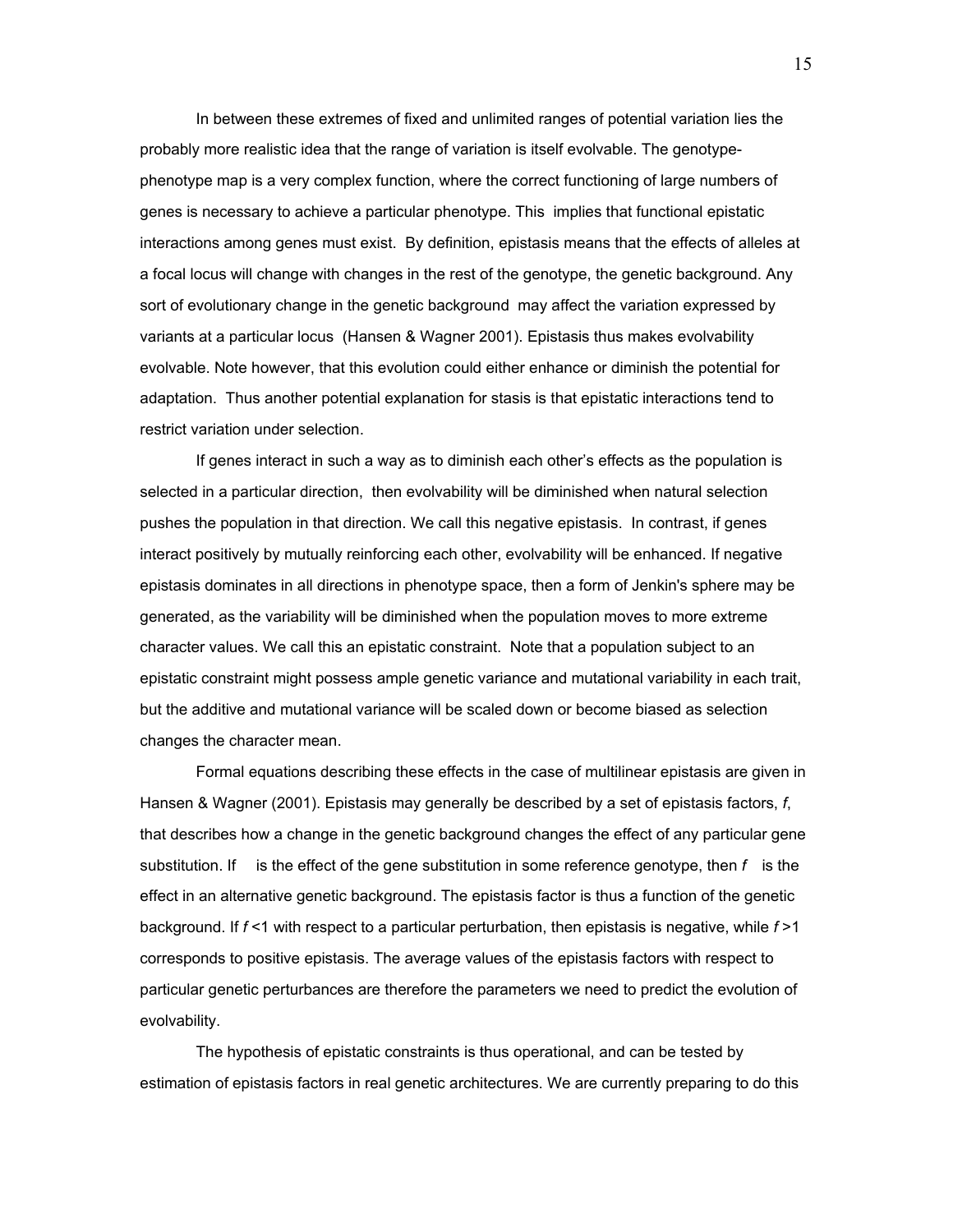In between these extremes of fixed and unlimited ranges of potential variation lies the probably more realistic idea that the range of variation is itself evolvable. The genotype-phenotype map is a very complex function, where the correct functioning of large numbers of genes is necessary to achieve a particular phenotype. This implies that functional epistatic interactions among genes must exist. By definition, epistasis means that the effects of alleles at a focal locus will change with changes in the rest of the genotype, the genetic background. Any sort of evolutionary change in the genetic background may affect the variation expressed by variants at a particular locus (Hansen & Wagner 2001). Epistasis thus makes evolvability evolvable. Note however, that this evolution could either enhance or diminish the potential for adaptation. Thus another potential explanation for stasis is that epistatic interactions tend to restrict variation under selection.

If genes interact in such a way as to diminish each other's effects as the population is selected in a particular direction, then evolvability will be diminished when natural selection pushes the population in that direction. We call this negative epistasis. In contrast, if genes interact positively by mutually reinforcing each other, evolvability will be enhanced. If negative epistasis dominates in all directions in phenotype space, then a form of Jenkin's sphere may be generated, as the variability will be diminished when the population moves to more extreme character values. We call this an epistatic constraint. Note that a population subject to an epistatic constraint might possess ample genetic variance and mutational variability in each trait, but the additive and mutational variance will be scaled down or become biased as selection changes the character mean.

Formal equations describing these effects in the case of multilinear epistasis are given in Hansen & Wagner (2001). Epistasis may generally be described by a set of epistasis factors, *f*, that describes how a change in the genetic background changes the effect of any particular gene substitution. If   is the effect of the gene substitution in some reference genotype, then *f*   is the effect in an alternative genetic background. The epistasis factor is thus a function of the genetic background. If $f < 1$ with respect to a particular perturbation, then epistasis is negative, while $f > 1$ corresponds to positive epistasis. The average values of the epistasis factors with respect to particular genetic perturbances are therefore the parameters we need to predict the evolution of evolvability.

The hypothesis of epistatic constraints is thus operational, and can be tested by estimation of epistasis factors in real genetic architectures. We are currently preparing to do this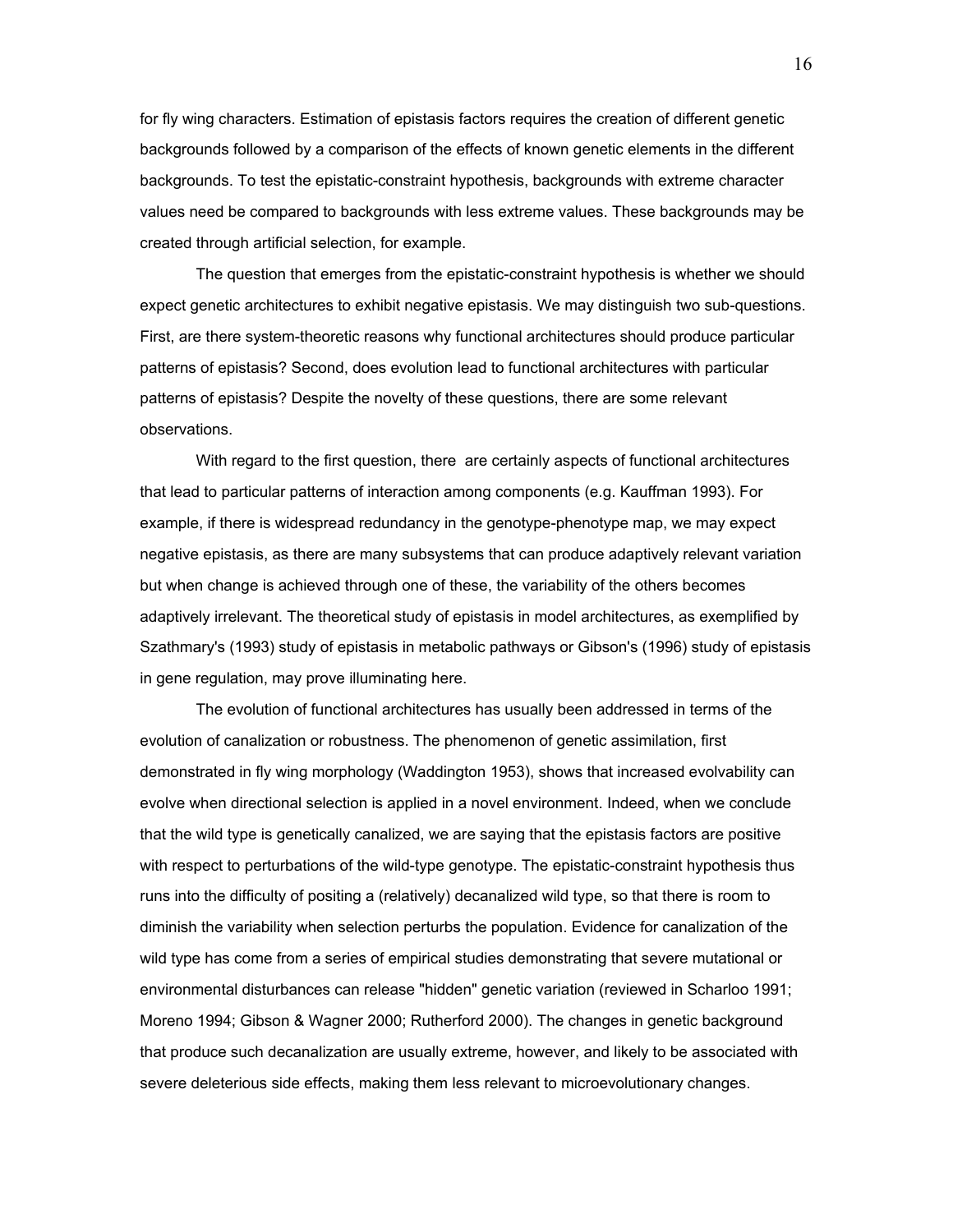for fly wing characters. Estimation of epistasis factors requires the creation of different genetic backgrounds followed by a comparison of the effects of known genetic elements in the different backgrounds. To test the epistatic-constraint hypothesis, backgrounds with extreme character values need be compared to backgrounds with less extreme values. These backgrounds may be created through artificial selection, for example.

The question that emerges from the epistatic-constraint hypothesis is whether we should expect genetic architectures to exhibit negative epistasis. We may distinguish two sub-questions. First, are there system-theoretic reasons why functional architectures should produce particular patterns of epistasis? Second, does evolution lead to functional architectures with particular patterns of epistasis? Despite the novelty of these questions, there are some relevant observations.

With regard to the first question, there are certainly aspects of functional architectures that lead to particular patterns of interaction among components (e.g. Kauffman 1993). For example, if there is widespread redundancy in the genotype-phenotype map, we may expect negative epistasis, as there are many subsystems that can produce adaptively relevant variation but when change is achieved through one of these, the variability of the others becomes adaptively irrelevant. The theoretical study of epistasis in model architectures, as exemplified by Szathmary's (1993) study of epistasis in metabolic pathways or Gibson's (1996) study of epistasis in gene regulation, may prove illuminating here.

The evolution of functional architectures has usually been addressed in terms of the evolution of canalization or robustness. The phenomenon of genetic assimilation, first demonstrated in fly wing morphology (Waddington 1953), shows that increased evolvability can evolve when directional selection is applied in a novel environment. Indeed, when we conclude that the wild type is genetically canalized, we are saying that the epistasis factors are positive with respect to perturbations of the wild-type genotype. The epistatic-constraint hypothesis thus runs into the difficulty of positing a (relatively) decanalized wild type, so that there is room to diminish the variability when selection perturbs the population. Evidence for canalization of the wild type has come from a series of empirical studies demonstrating that severe mutational or environmental disturbances can release "hidden" genetic variation (reviewed in Scharloo 1991; Moreno 1994; Gibson & Wagner 2000; Rutherford 2000). The changes in genetic background that produce such decanalization are usually extreme, however, and likely to be associated with severe deleterious side effects, making them less relevant to microevolutionary changes.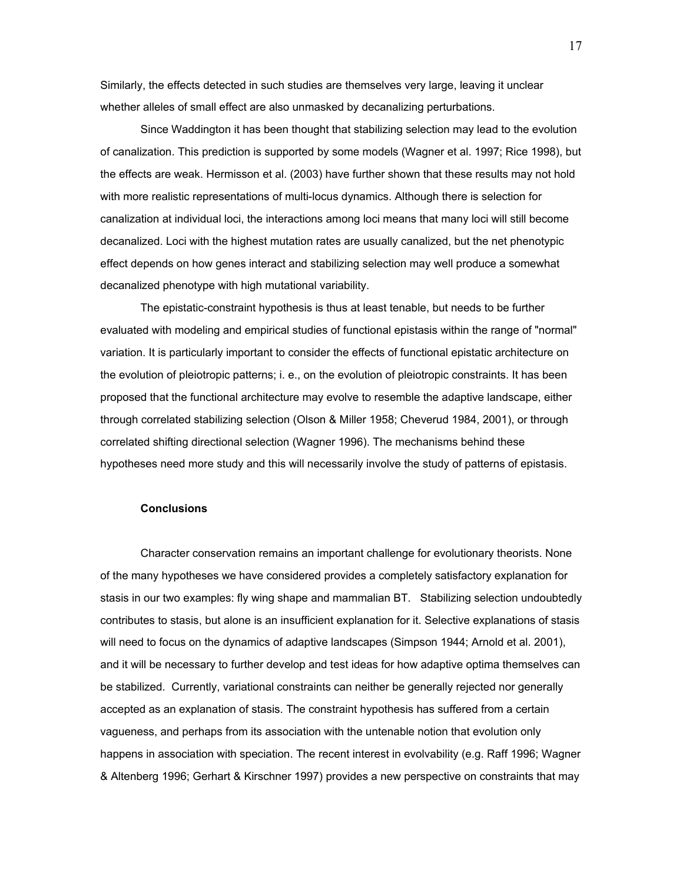Similarly, the effects detected in such studies are themselves very large, leaving it unclear whether alleles of small effect are also unmasked by decanalizing perturbations.

Since Waddington it has been thought that stabilizing selection may lead to the evolution of canalization. This prediction is supported by some models (Wagner et al. 1997; Rice 1998), but the effects are weak. Hermisson et al. (2003) have further shown that these results may not hold with more realistic representations of multi-locus dynamics. Although there is selection for canalization at individual loci, the interactions among loci means that many loci will still become decanalized. Loci with the highest mutation rates are usually canalized, but the net phenotypic effect depends on how genes interact and stabilizing selection may well produce a somewhat decanalized phenotype with high mutational variability.

The epistatic-constraint hypothesis is thus at least tenable, but needs to be further evaluated with modeling and empirical studies of functional epistasis within the range of "normal" variation. It is particularly important to consider the effects of functional epistatic architecture on the evolution of pleiotropic patterns; i. e., on the evolution of pleiotropic constraints. It has been proposed that the functional architecture may evolve to resemble the adaptive landscape, either through correlated stabilizing selection (Olson & Miller 1958; Cheverud 1984, 2001), or through correlated shifting directional selection (Wagner 1996). The mechanisms behind these hypotheses need more study and this will necessarily involve the study of patterns of epistasis.

## Conclusions

Character conservation remains an important challenge for evolutionary theorists. None of the many hypotheses we have considered provides a completely satisfactory explanation for stasis in our two examples: fly wing shape and mammalian BT. Stabilizing selection undoubtedly contributes to stasis, but alone is an insufficient explanation for it. Selective explanations of stasis will need to focus on the dynamics of adaptive landscapes (Simpson 1944; Arnold et al. 2001), and it will be necessary to further develop and test ideas for how adaptive optima themselves can be stabilized. Currently, variational constraints can neither be generally rejected nor generally accepted as an explanation of stasis. The constraint hypothesis has suffered from a certain vagueness, and perhaps from its association with the untenable notion that evolution only happens in association with speciation. The recent interest in evolvability (e.g. Raff 1996; Wagner & Altenberg 1996; Gerhart & Kirschner 1997) provides a new perspective on constraints that may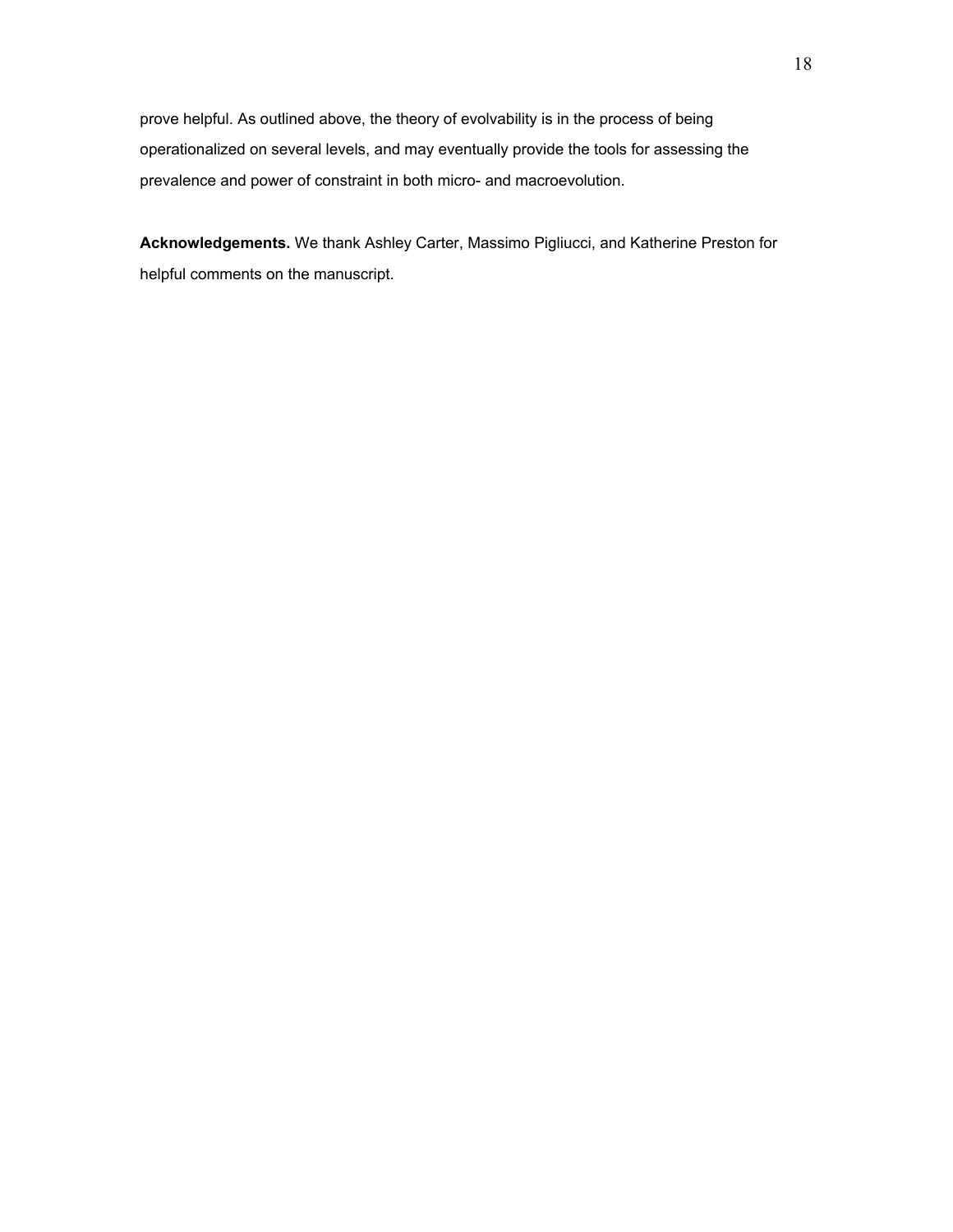prove helpful. As outlined above, the theory of evolvability is in the process of being operationalized on several levels, and may eventually provide the tools for assessing the prevalence and power of constraint in both micro- and macroevolution.

**Acknowledgements.** We thank Ashley Carter, Massimo Pigliucci, and Katherine Preston for helpful comments on the manuscript.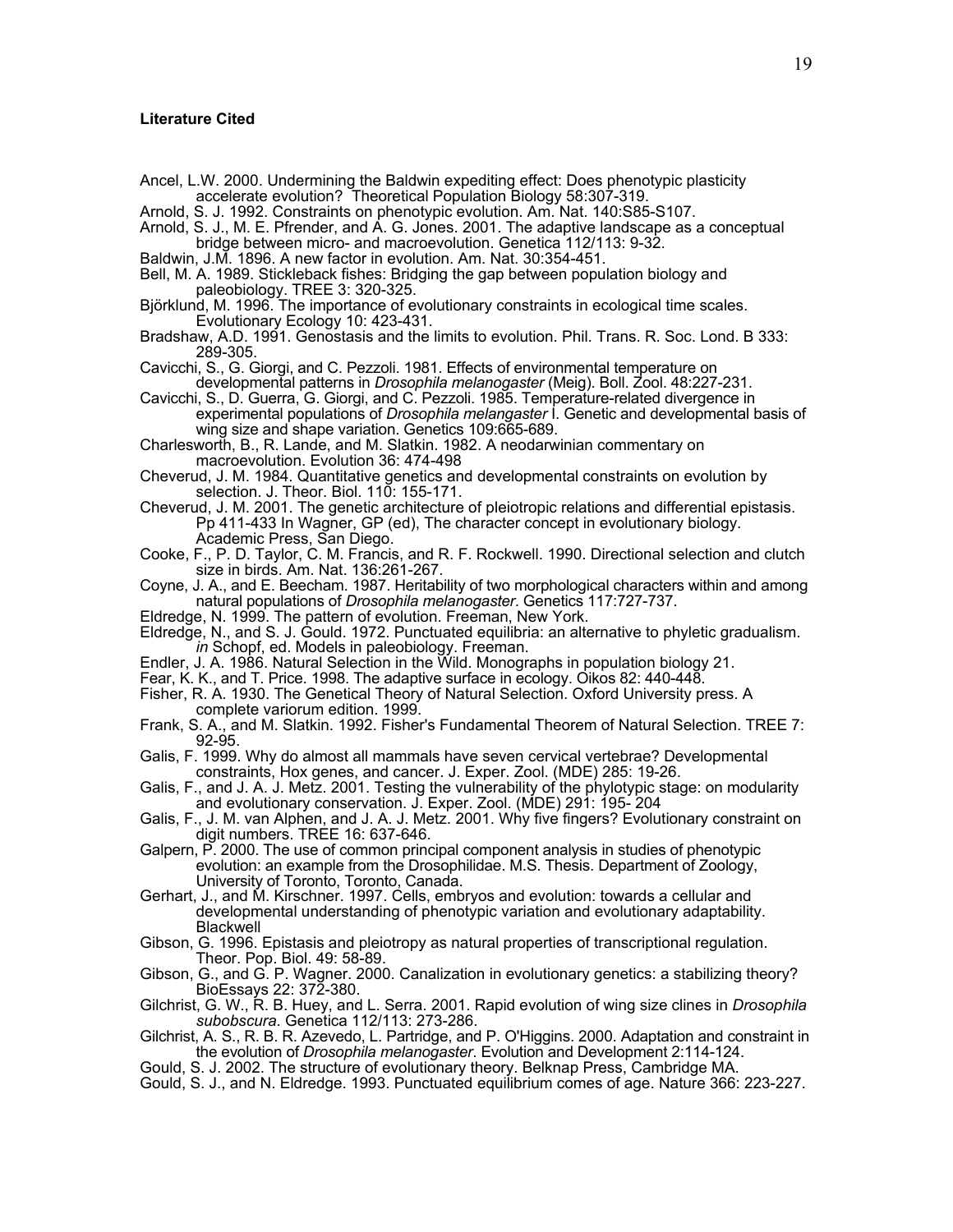**Literature Cited**

Ancel, L.W. 2000. Undermining the Baldwin expediting effect: Does phenotypic plasticity accelerate evolution? Theoretical Population Biology 58:307-319.

Arnold, S. J. 1992. Constraints on phenotypic evolution. Am. Nat. 140:S85-S107.

Arnold, S. J., M. E. Pfrender, and A. G. Jones. 2001. The adaptive landscape as a conceptual bridge between micro- and macroevolution. Genetica 112/113: 9-32.

Baldwin, J.M. 1896. A new factor in evolution. Am. Nat. 30:354-451.

Bell, M. A. 1989. Stickleback fishes: Bridging the gap between population biology and paleobiology. TREE 3: 320-325.

Björklund, M. 1996. The importance of evolutionary constraints in ecological time scales. Evolutionary Ecology 10: 423-431.

Bradshaw, A.D. 1991. Genostasis and the limits to evolution. Phil. Trans. R. Soc. Lond. B 333: 289-305.

Cavicchi, S., G. Giorgi, and C. Pezzoli. 1981. Effects of environmental temperature on developmental patterns in *Drosophila melanogaster* (Meig). Boll. Zool. 48:227-231.

Cavicchi, S., D. Guerra, G. Giorgi, and C. Pezzoli. 1985. Temperature-related divergence in experimental populations of *Drosophila melangaster* I. Genetic and developmental basis of wing size and shape variation. Genetics 109:665-689.

Charlesworth, B., R. Lande, and M. Slatkin. 1982. A neodarwinian commentary on macroevolution. Evolution 36: 474-498

Cheverud, J. M. 1984. Quantitative genetics and developmental constraints on evolution by selection. J. Theor. Biol. 110: 155-171.

Cheverud, J. M. 2001. The genetic architecture of pleiotropic relations and differential epistasis. Pp 411-433 In Wagner, GP (ed), The character concept in evolutionary biology. Academic Press, San Diego.

Cooke, F., P. D. Taylor, C. M. Francis, and R. F. Rockwell. 1990. Directional selection and clutch size in birds. Am. Nat. 136:261-267.

Coyne, J. A., and E. Beecham. 1987. Heritability of two morphological characters within and among natural populations of *Drosophila melanogaster*. Genetics 117:727-737.

Eldredge, N. 1999. The pattern of evolution. Freeman, New York.

Eldredge, N., and S. J. Gould. 1972. Punctuated equilibria: an alternative to phyletic gradualism. *in* Schopf, ed. Models in paleobiology. Freeman.

Endler, J. A. 1986. Natural Selection in the Wild. Monographs in population biology 21.

Fear, K. K., and T. Price. 1998. The adaptive surface in ecology. Oikos 82: 440-448.

Fisher, R. A. 1930. The Genetical Theory of Natural Selection. Oxford University press. A complete variorum edition. 1999.

Frank, S. A., and M. Slatkin. 1992. Fisher's Fundamental Theorem of Natural Selection. TREE 7: 92-95.

Galis, F. 1999. Why do almost all mammals have seven cervical vertebrae? Developmental constraints, Hox genes, and cancer. J. Exper. Zool. (MDE) 285: 19-26.

Galis, F., and J. A. J. Metz. 2001. Testing the vulnerability of the phylotypic stage: on modularity and evolutionary conservation. J. Exper. Zool. (MDE) 291: 195- 204

Galis, F., J. M. van Alphen, and J. A. J. Metz. 2001. Why five fingers? Evolutionary constraint on digit numbers. TREE 16: 637-646.

Galpern, P. 2000. The use of common principal component analysis in studies of phenotypic evolution: an example from the Drosophilidae. M.S. Thesis. Department of Zoology, University of Toronto, Toronto, Canada.

Gerhart, J., and M. Kirschner. 1997. Cells, embryos and evolution: towards a cellular and developmental understanding of phenotypic variation and evolutionary adaptability. Blackwell

Gibson, G. 1996. Epistasis and pleiotropy as natural properties of transcriptional regulation. Theor. Pop. Biol. 49: 58-89.

Gibson, G., and G. P. Wagner. 2000. Canalization in evolutionary genetics: a stabilizing theory? BioEssays 22: 372-380.

Gilchrist, G. W., R. B. Huey, and L. Serra. 2001. Rapid evolution of wing size clines in *Drosophila subobscura*. Genetica 112/113: 273-286.

Gilchrist, A. S., R. B. R. Azevedo, L. Partridge, and P. O'Higgins. 2000. Adaptation and constraint in the evolution of *Drosophila melanogaster*. Evolution and Development 2:114-124.

Gould, S. J. 2002. The structure of evolutionary theory. Belknap Press, Cambridge MA.

Gould, S. J., and N. Eldredge. 1993. Punctuated equilibrium comes of age. Nature 366: 223-227.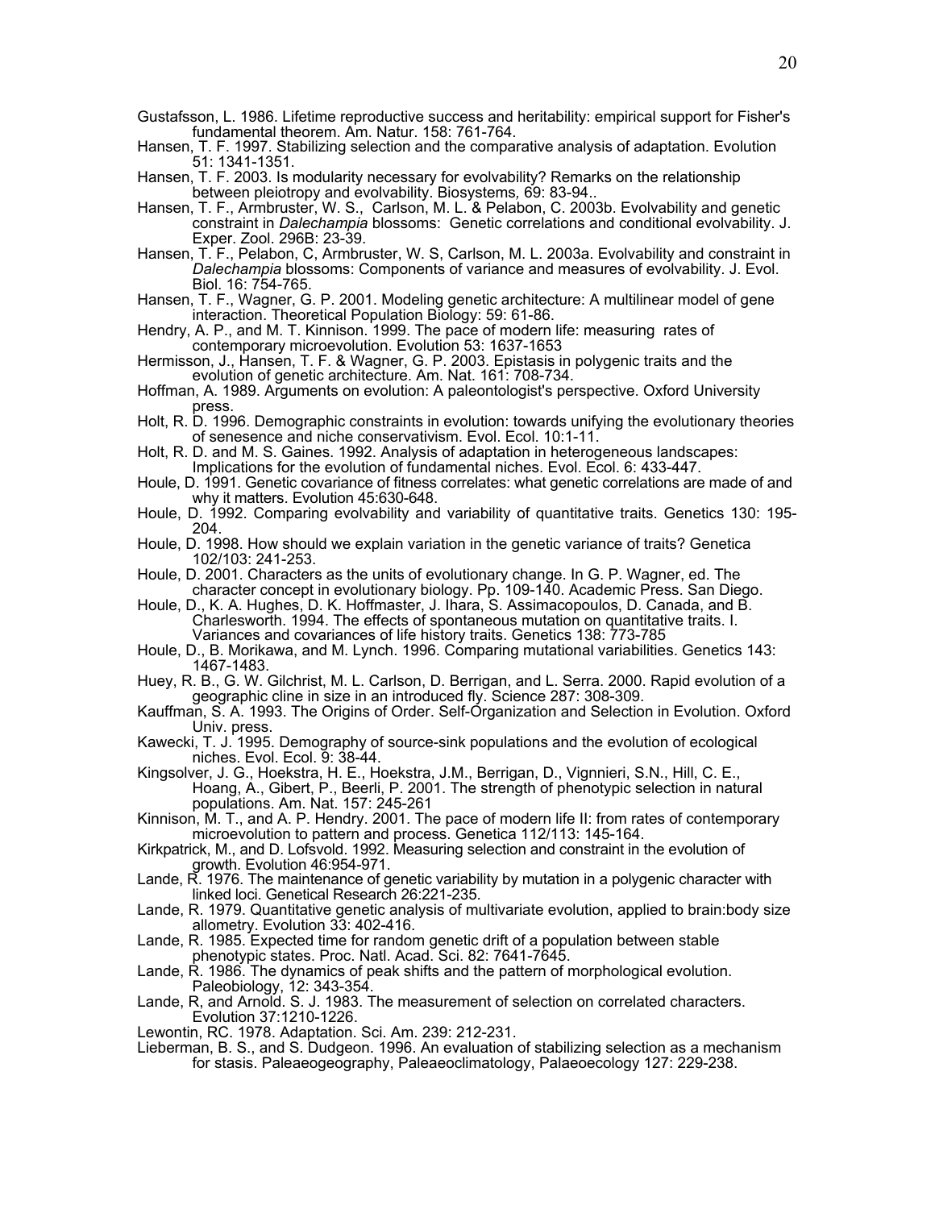Gustafsson, L. 1986. Lifetime reproductive success and heritability: empirical support for Fisher's fundamental theorem. Am. Natur. 158: 761-764.

Hansen, T. F. 1997. Stabilizing selection and the comparative analysis of adaptation. Evolution 51: 1341-1351.

Hansen, T. F. 2003. Is modularity necessary for evolvability? Remarks on the relationship between pleiotropy and evolvability. Biosystems, 69: 83-94..

Hansen, T. F., Armbruster, W. S., Carlson, M. L. & Pelabon, C. 2003b. Evolvability and genetic constraint in *Dalechampia* blossoms: Genetic correlations and conditional evolvability. J. Exper. Zool. 296B: 23-39.

Hansen, T. F., Pelabon, C, Armbruster, W. S, Carlson, M. L. 2003a. Evolvability and constraint in *Dalechampia* blossoms: Components of variance and measures of evolvability. J. Evol. Biol. 16: 754-765.

Hansen, T. F., Wagner, G. P. 2001. Modeling genetic architecture: A multilinear model of gene interaction. Theoretical Population Biology: 59: 61-86.

Hendry, A. P., and M. T. Kinnison. 1999. The pace of modern life: measuring rates of contemporary microevolution. Evolution 53: 1637-1653

Hermisson, J., Hansen, T. F. & Wagner, G. P. 2003. Epistasis in polygenic traits and the evolution of genetic architecture. Am. Nat. 161: 708-734.

Hoffman, A. 1989. Arguments on evolution: A paleontologist's perspective. Oxford University press.

Holt, R. D. 1996. Demographic constraints in evolution: towards unifying the evolutionary theories of senesence and niche conservativism. Evol. Ecol. 10:1-11.

Holt, R. D. and M. S. Gaines. 1992. Analysis of adaptation in heterogeneous landscapes: Implications for the evolution of fundamental niches. Evol. Ecol. 6: 433-447.

Houle, D. 1991. Genetic covariance of fitness correlates: what genetic correlations are made of and why it matters. Evolution 45:630-648.

Houle, D. 1992. Comparing evolvability and variability of quantitative traits. Genetics 130: 195-204.

Houle, D. 1998. How should we explain variation in the genetic variance of traits? Genetica 102/103: 241-253.

Houle, D. 2001. Characters as the units of evolutionary change. In G. P. Wagner, ed. The character concept in evolutionary biology. Pp. 109-140. Academic Press. San Diego.

Houle, D., K. A. Hughes, D. K. Hoffmaster, J. Ihara, S. Assimacopoulos, D. Canada, and B. Charlesworth. 1994. The effects of spontaneous mutation on quantitative traits. I. Variances and covariances of life history traits. Genetics 138: 773-785

Houle, D., B. Morikawa, and M. Lynch. 1996. Comparing mutational variabilities. Genetics 143: 1467-1483.

Huey, R. B., G. W. Gilchrist, M. L. Carlson, D. Berrigan, and L. Serra. 2000. Rapid evolution of a geographic cline in size in an introduced fly. Science 287: 308-309.

Kauffman, S. A. 1993. The Origins of Order. Self-Organization and Selection in Evolution. Oxford Univ. press.

Kawecki, T. J. 1995. Demography of source-sink populations and the evolution of ecological niches. Evol. Ecol. 9: 38-44.

Kingsolver, J. G., Hoekstra, H. E., Hoekstra, J.M., Berrigan, D., Vignnieri, S.N., Hill, C. E., Hoang, A., Gibert, P., Beerli, P. 2001. The strength of phenotypic selection in natural populations. Am. Nat. 157: 245-261

Kinnison, M. T., and A. P. Hendry. 2001. The pace of modern life II: from rates of contemporary microevolution to pattern and process. Genetica 112/113: 145-164.

Kirkpatrick, M., and D. Lofsvold. 1992. Measuring selection and constraint in the evolution of growth. Evolution 46:954-971.

Lande, R. 1976. The maintenance of genetic variability by mutation in a polygenic character with linked loci. Genetical Research 26:221-235.

Lande, R. 1979. Quantitative genetic analysis of multivariate evolution, applied to brain:body size allometry. Evolution 33: 402-416.

Lande, R. 1985. Expected time for random genetic drift of a population between stable phenotypic states. Proc. Natl. Acad. Sci. 82: 7641-7645.

Lande, R. 1986. The dynamics of peak shifts and the pattern of morphological evolution. Paleobiology, 12: 343-354.

Lande, R, and Arnold. S. J. 1983. The measurement of selection on correlated characters. Evolution 37:1210-1226.

Lewontin, RC. 1978. Adaptation. Sci. Am. 239: 212-231.

Lieberman, B. S., and S. Dudgeon. 1996. An evaluation of stabilizing selection as a mechanism for stasis. Paleaeogeography, Paleaeoclimatology, Palaeoecology 127: 229-238.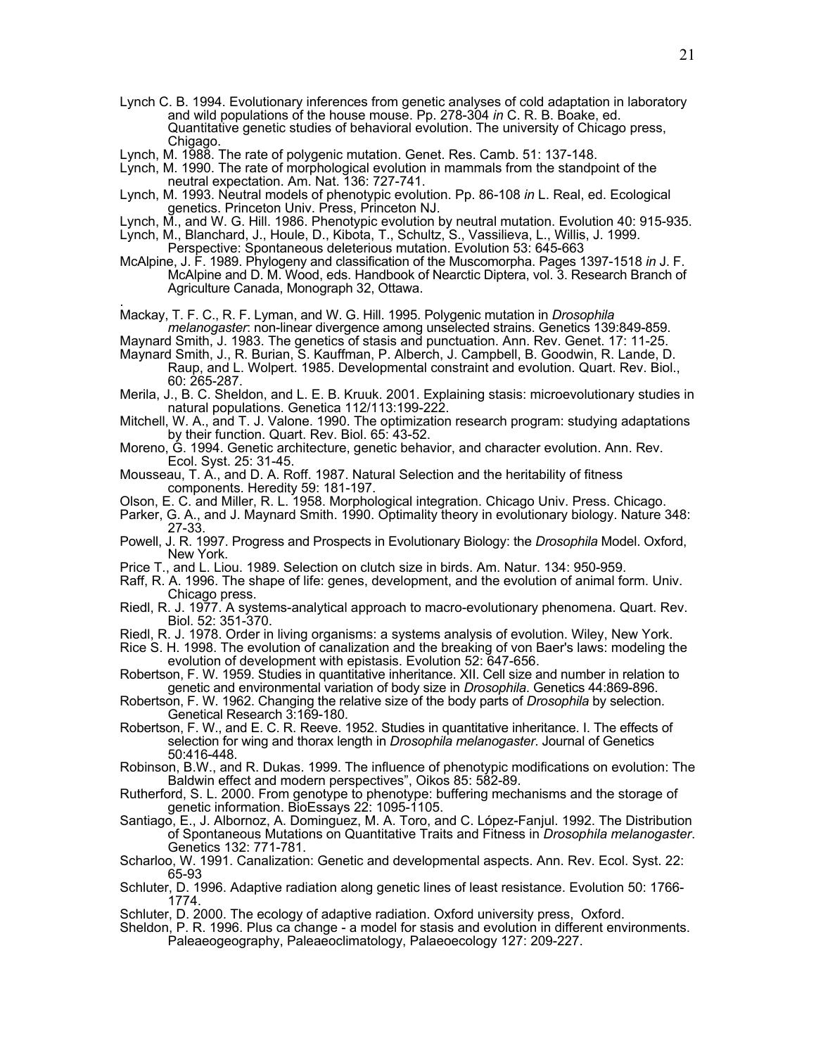Lynch C. B. 1994. Evolutionary inferences from genetic analyses of cold adaptation in laboratory and wild populations of the house mouse. Pp. 278-304 *in* C. R. B. Boake, ed. Quantitative genetic studies of behavioral evolution. The university of Chicago press, Chigago.

Lynch, M. 1988. The rate of polygenic mutation. Genet. Res. Camb. 51: 137-148.

Lynch, M. 1990. The rate of morphological evolution in mammals from the standpoint of the neutral expectation. Am. Nat. 136: 727-741.

Lynch, M. 1993. Neutral models of phenotypic evolution. Pp. 86-108 *in* L. Real, ed. Ecological genetics. Princeton Univ. Press, Princeton NJ.

Lynch, M., and W. G. Hill. 1986. Phenotypic evolution by neutral mutation. Evolution 40: 915-935.

Lynch, M., Blanchard, J., Houle, D., Kibota, T., Schultz, S., Vassilieva, L., Willis, J. 1999. Perspective: Spontaneous deleterious mutation. Evolution 53: 645-663

McAlpine, J. F. 1989. Phylogeny and classification of the Muscomorpha. Pages 1397-1518 *in* J. F. McAlpine and D. M. Wood, eds. Handbook of Nearctic Diptera, vol. 3. Research Branch of Agriculture Canada, Monograph 32, Ottawa.

.

Mackay, T. F. C., R. F. Lyman, and W. G. Hill. 1995. Polygenic mutation in *Drosophila melanogaster*: non-linear divergence among unselected strains. Genetics 139:849-859.

Maynard Smith, J. 1983. The genetics of stasis and punctuation. Ann. Rev. Genet. 17: 11-25.

Maynard Smith, J., R. Burian, S. Kauffman, P. Alberch, J. Campbell, B. Goodwin, R. Lande, D. Raup, and L. Wolpert. 1985. Developmental constraint and evolution. Quart. Rev. Biol., 60: 265-287.

Merila, J., B. C. Sheldon, and L. E. B. Kruuk. 2001. Explaining stasis: microevolutionary studies in natural populations. Genetica 112/113:199-222.

Mitchell, W. A., and T. J. Valone. 1990. The optimization research program: studying adaptations by their function. Quart. Rev. Biol. 65: 43-52.

Moreno, G. 1994. Genetic architecture, genetic behavior, and character evolution. Ann. Rev. Ecol. Syst. 25: 31-45.

Mousseau, T. A., and D. A. Roff. 1987. Natural Selection and the heritability of fitness components. Heredity 59: 181-197.

Olson, E. C. and Miller, R. L. 1958. Morphological integration. Chicago Univ. Press. Chicago.

Parker, G. A., and J. Maynard Smith. 1990. Optimality theory in evolutionary biology. Nature 348: 27-33.

Powell, J. R. 1997. Progress and Prospects in Evolutionary Biology: the *Drosophila* Model. Oxford, New York.

Price T., and L. Liou. 1989. Selection on clutch size in birds. Am. Natur. 134: 950-959.

Raff, R. A. 1996. The shape of life: genes, development, and the evolution of animal form. Univ. Chicago press.

Riedl, R. J. 1977. A systems-analytical approach to macro-evolutionary phenomena. Quart. Rev. Biol. 52: 351-370.

Riedl, R. J. 1978. Order in living organisms: a systems analysis of evolution. Wiley, New York.

Rice S. H. 1998. The evolution of canalization and the breaking of von Baer's laws: modeling the evolution of development with epistasis. Evolution 52: 647-656.

Robertson, F. W. 1959. Studies in quantitative inheritance. XII. Cell size and number in relation to genetic and environmental variation of body size in *Drosophila*. Genetics 44:869-896.

Robertson, F. W. 1962. Changing the relative size of the body parts of *Drosophila* by selection. Genetical Research 3:169-180.

Robertson, F. W., and E. C. R. Reeve. 1952. Studies in quantitative inheritance. I. The effects of selection for wing and thorax length in *Drosophila melanogaster*. Journal of Genetics 50:416-448.

Robinson, B.W., and R. Dukas. 1999. The influence of phenotypic modifications on evolution: The Baldwin effect and modern perspectives", Oikos 85: 582-89.

Rutherford, S. L. 2000. From genotype to phenotype: buffering mechanisms and the storage of genetic information. BioEssays 22: 1095-1105.

Santiago, E., J. Albornoz, A. Dominguez, M. A. Toro, and C. López-Fanjul. 1992. The Distribution of Spontaneous Mutations on Quantitative Traits and Fitness in *Drosophila melanogaster*. Genetics 132: 771-781.

Scharloo, W. 1991. Canalization: Genetic and developmental aspects. Ann. Rev. Ecol. Syst. 22: 65-93

Schluter, D. 1996. Adaptive radiation along genetic lines of least resistance. Evolution 50: 1766-1774.

Schluter, D. 2000. The ecology of adaptive radiation. Oxford university press, Oxford.

Sheldon, P. R. 1996. Plus ca change - a model for stasis and evolution in different environments. Paleaeogeography, Paleaeoclimatology, Palaeoecology 127: 209-227.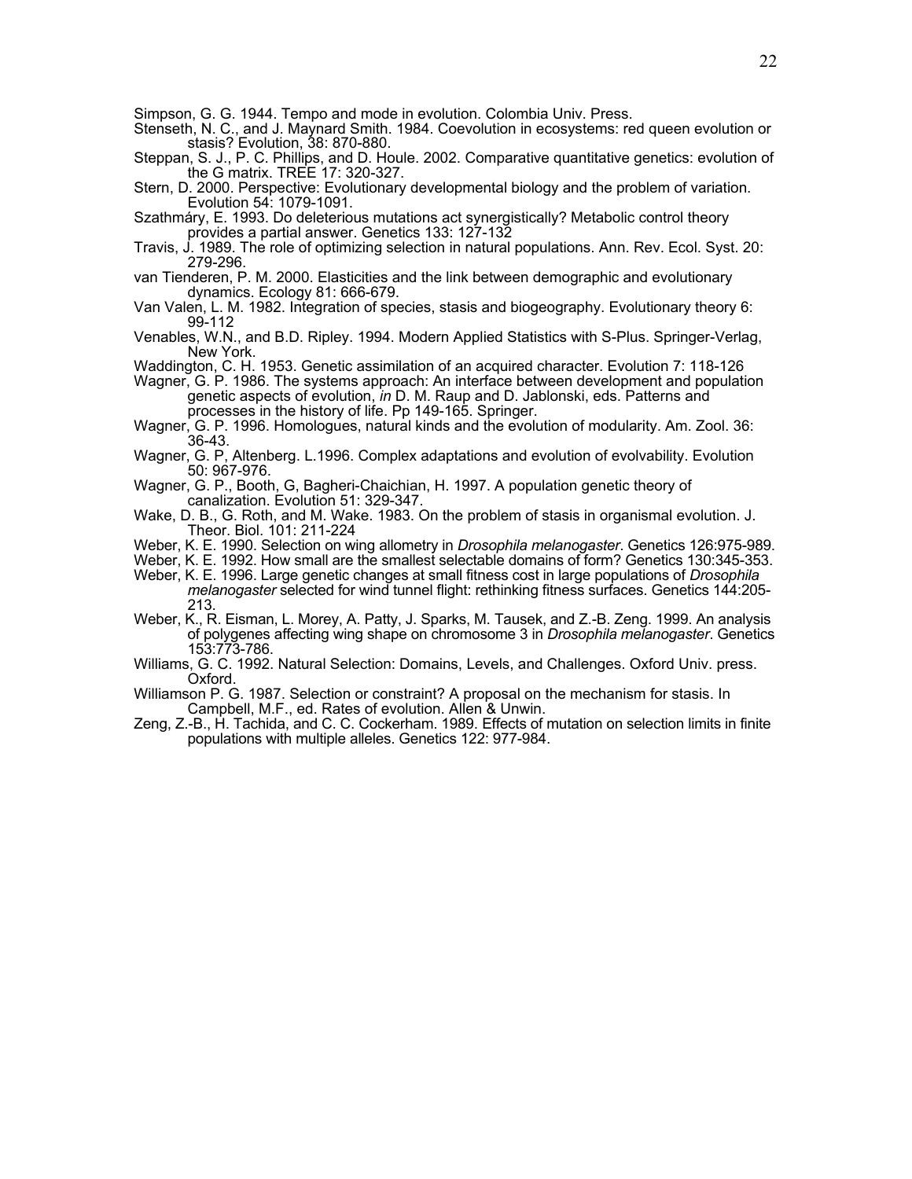Simpson, G. G. 1944. Tempo and mode in evolution. Colombia Univ. Press.

Stenseth, N. C., and J. Maynard Smith. 1984. Coevolution in ecosystems: red queen evolution or stasis? Evolution, 38: 870-880.

Steppan, S. J., P. C. Phillips, and D. Houle. 2002. Comparative quantitative genetics: evolution of the G matrix. TREE 17: 320-327.

Stern, D. 2000. Perspective: Evolutionary developmental biology and the problem of variation. Evolution 54: 1079-1091.

Szathmáry, E. 1993. Do deleterious mutations act synergistically? Metabolic control theory provides a partial answer. Genetics 133: 127-132

Travis, J. 1989. The role of optimizing selection in natural populations. Ann. Rev. Ecol. Syst. 20: 279-296.

van Tienderen, P. M. 2000. Elasticities and the link between demographic and evolutionary dynamics. Ecology 81: 666-679.

Van Valen, L. M. 1982. Integration of species, stasis and biogeography. Evolutionary theory 6: 99-112

Venables, W.N., and B.D. Ripley. 1994. Modern Applied Statistics with S-Plus. Springer-Verlag, New York.

Waddington, C. H. 1953. Genetic assimilation of an acquired character. Evolution 7: 118-126

Wagner, G. P. 1986. The systems approach: An interface between development and population genetic aspects of evolution, *in* D. M. Raup and D. Jablonski, eds. Patterns and processes in the history of life. Pp 149-165. Springer.

Wagner, G. P. 1996. Homologues, natural kinds and the evolution of modularity. Am. Zool. 36: 36-43.

Wagner, G. P, Altenberg. L.1996. Complex adaptations and evolution of evolvability. Evolution 50: 967-976.

Wagner, G. P., Booth, G, Bagheri-Chaichian, H. 1997. A population genetic theory of canalization. Evolution 51: 329-347.

Wake, D. B., G. Roth, and M. Wake. 1983. On the problem of stasis in organismal evolution. J. Theor. Biol. 101: 211-224

Weber, K. E. 1990. Selection on wing allometry in *Drosophila melanogaster*. Genetics 126:975-989.

Weber, K. E. 1992. How small are the smallest selectable domains of form? Genetics 130:345-353.

Weber, K. E. 1996. Large genetic changes at small fitness cost in large populations of *Drosophila melanogaster* selected for wind tunnel flight: rethinking fitness surfaces. Genetics 144:205-213.

Weber, K., R. Eisman, L. Morey, A. Patty, J. Sparks, M. Tausek, and Z.-B. Zeng. 1999. An analysis of polygenes affecting wing shape on chromosome 3 in *Drosophila melanogaster*. Genetics 153:773-786.

Williams, G. C. 1992. Natural Selection: Domains, Levels, and Challenges. Oxford Univ. press. Oxford.

Williamson P. G. 1987. Selection or constraint? A proposal on the mechanism for stasis. In Campbell, M.F., ed. Rates of evolution. Allen & Unwin.

Zeng, Z.-B., H. Tachida, and C. C. Cockerham. 1989. Effects of mutation on selection limits in finite populations with multiple alleles. Genetics 122: 977-984.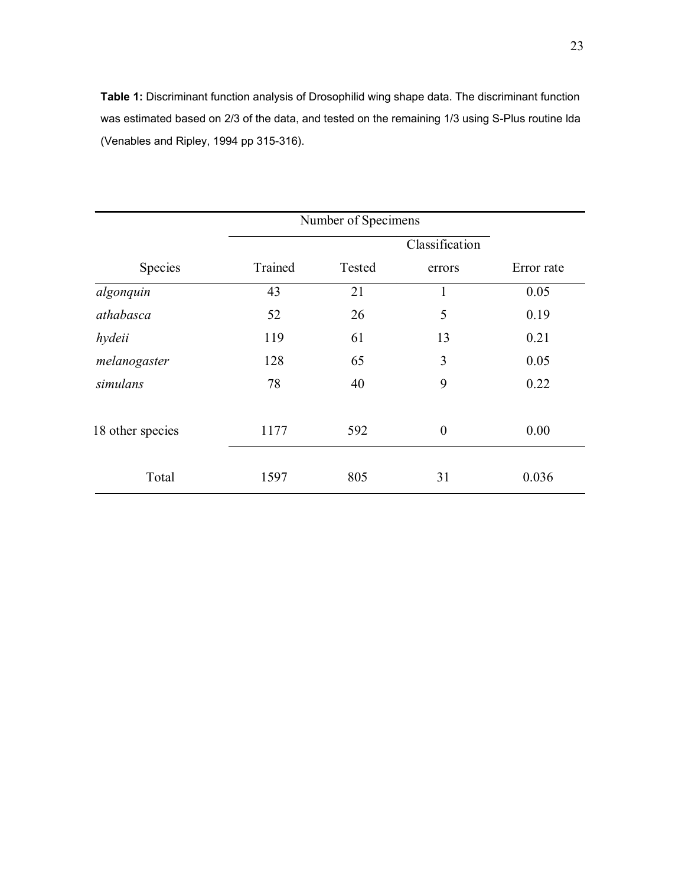**Table 1:** Discriminant function analysis of Drosophilid wing shape data. The discriminant function was estimated based on 2/3 of the data, and tested on the remaining 1/3 using S-Plus routine lda (Venables and Ripley, 1994 pp 315-316).

| | Number of Specimens | | | |
|---|---|---|---|---|
| | | | Classification | |
| Species | Trained | Tested | errors | Error rate |
| *algonquin* | 43 | 21 | 1 | 0.05 |
| *athabasca* | 52 | 26 | 5 | 0.19 |
| *hydeii* | 119 | 61 | 13 | 0.21 |
| *melanogaster* | 128 | 65 | 3 | 0.05 |
| *simulans* | 78 | 40 | 9 | 0.22 |
| 18 other species | 1177 | 592 | 0 | 0.00 |
| Total | 1597 | 805 | 31 | 0.036 |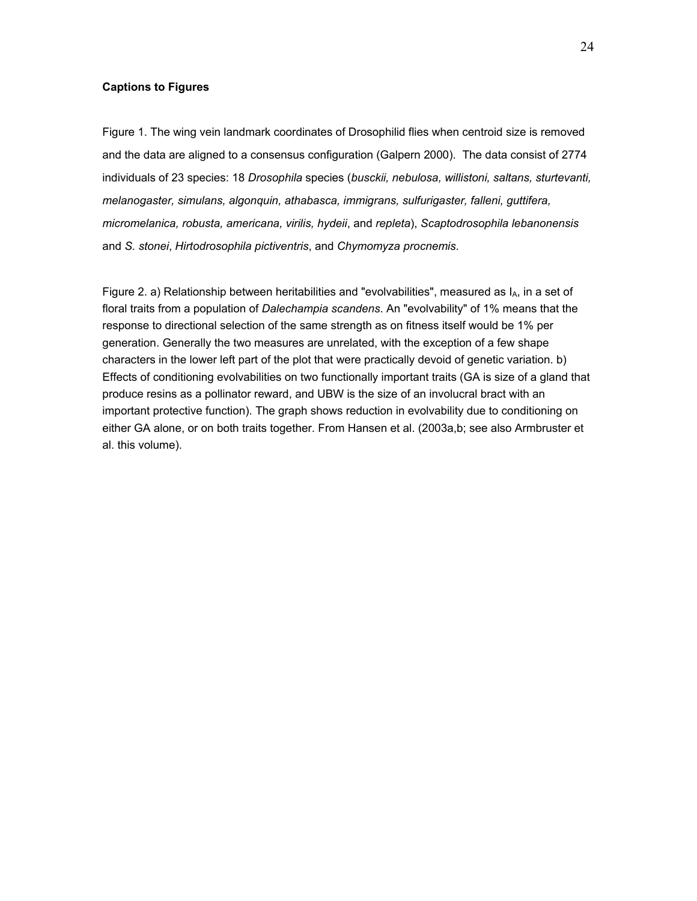**Captions to Figures**

Figure 1. The wing vein landmark coordinates of Drosophilid flies when centroid size is removed and the data are aligned to a consensus configuration (Galpern 2000). The data consist of 2774 individuals of 23 species: 18 *Drosophila* species (*busckii, nebulosa, willistoni, saltans, sturtevanti, melanogaster, simulans, algonquin, athabasca, immigrans, sulfurigaster, falleni, guttifera, micromelanica, robusta, americana, virilis, hydeii*, and *repleta*), *Scaptodrosophila lebanonensis* and *S. stonei*, *Hirtodrosophila pictiventris*, and *Chymomyza procnemis*.

Figure 2. a) Relationship between heritabilities and "evolvabilities", measured as $I_A$, in a set of floral traits from a population of *Dalechampia scandens*. An "evolvability" of 1% means that the response to directional selection of the same strength as on fitness itself would be 1% per generation. Generally the two measures are unrelated, with the exception of a few shape characters in the lower left part of the plot that were practically devoid of genetic variation. b) Effects of conditioning evolvabilities on two functionally important traits (GA is size of a gland that produce resins as a pollinator reward, and UBW is the size of an involucral bract with an important protective function). The graph shows reduction in evolvability due to conditioning on either GA alone, or on both traits together. From Hansen et al. (2003a,b; see also Armbruster et al. this volume).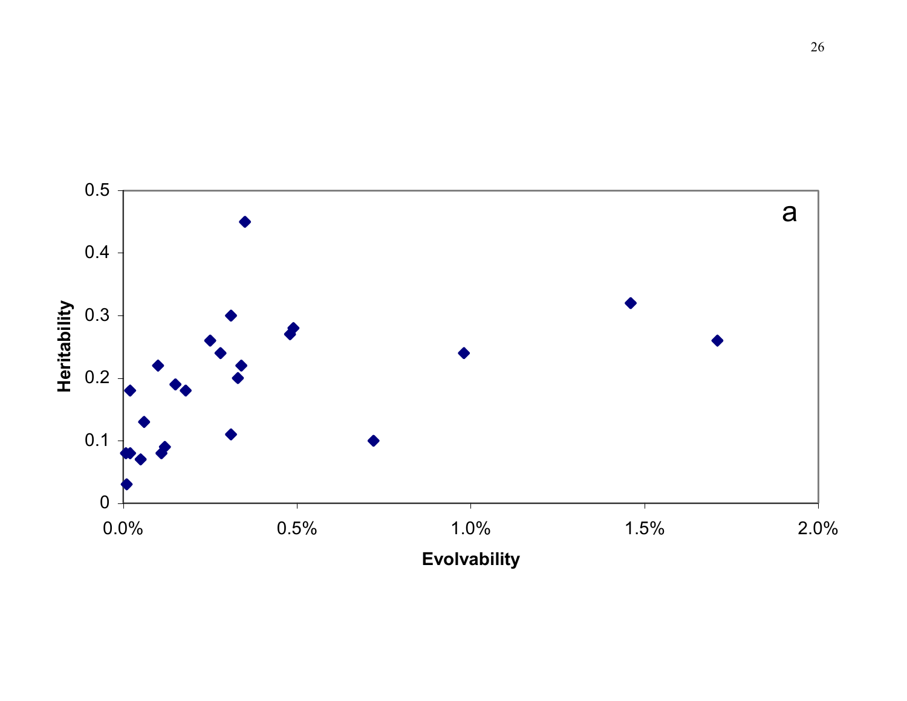a

Heritability

Evolvability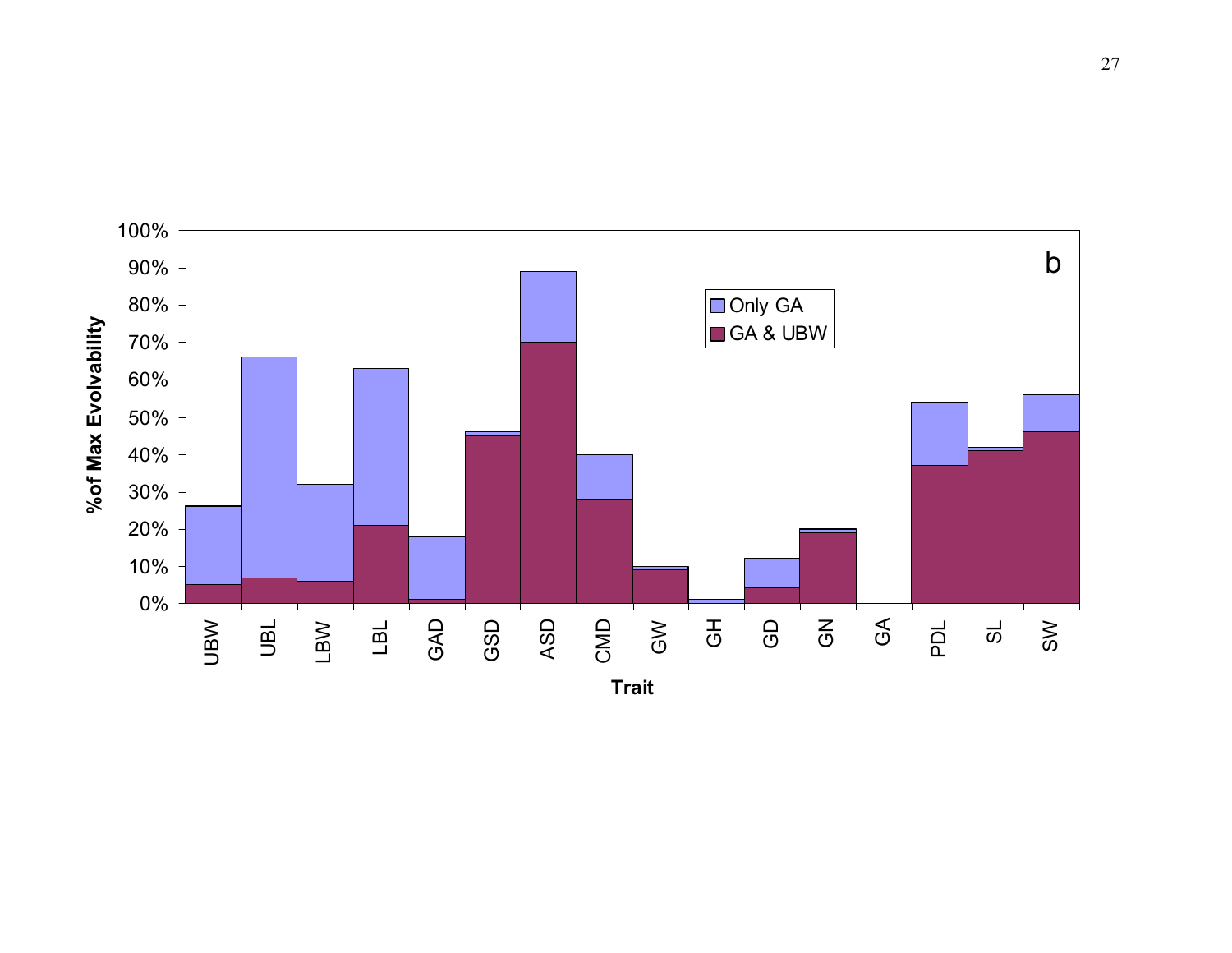100%
90%
80%
70%
60%
50%
40%
30%
20%
10%
0%

%of Max Evolvability

b

Only GA
GA & UBW

UBW
UBL
LBW
LBL
GAD
GSD
ASD
CMD
GW
GH
GD
GN
GA
PDL
SL
SW

Trait